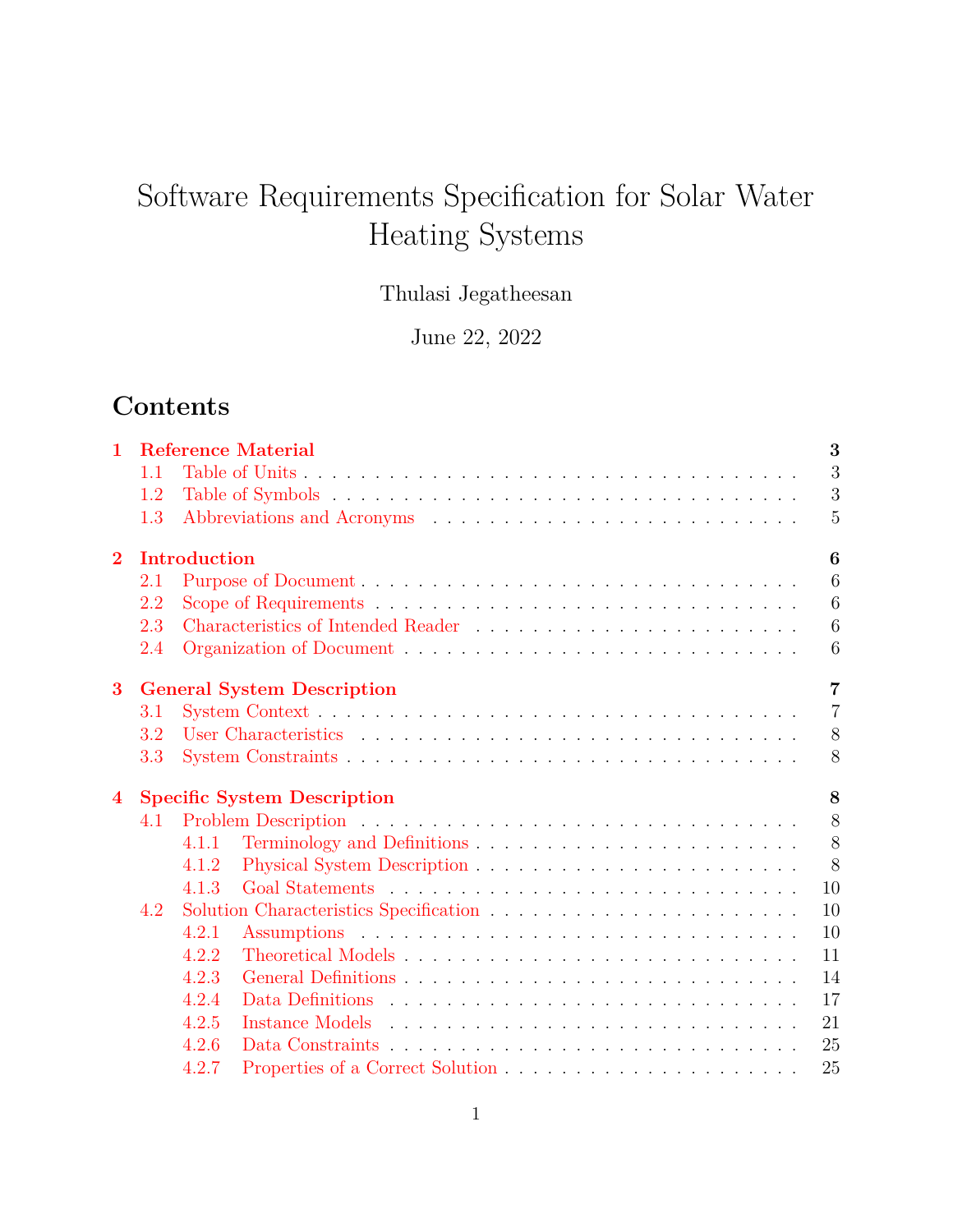# Software Requirements Specification for Solar Water Heating Systems

Thulasi Jegatheesan

June 22, 2022

## Contents

- **1 Reference Material** — 3
  - 1.1 Table of Units — 3
  - 1.2 Table of Symbols — 3
  - 1.3 Abbreviations and Acronyms — 5
- **2 Introduction** — 6
  - 2.1 Purpose of Document — 6
  - 2.2 Scope of Requirements — 6
  - 2.3 Characteristics of Intended Reader — 6
  - 2.4 Organization of Document — 6
- **3 General System Description** — 7
  - 3.1 System Context — 7
  - 3.2 User Characteristics — 8
  - 3.3 System Constraints — 8
- **4 Specific System Description** — 8
  - 4.1 Problem Description — 8
    - 4.1.1 Terminology and Definitions — 8
    - 4.1.2 Physical System Description — 8
    - 4.1.3 Goal Statements — 10
  - 4.2 Solution Characteristics Specification — 10
    - 4.2.1 Assumptions — 10
    - 4.2.2 Theoretical Models — 11
    - 4.2.3 General Definitions — 14
    - 4.2.4 Data Definitions — 17
    - 4.2.5 Instance Models — 21
    - 4.2.6 Data Constraints — 25
    - 4.2.7 Properties of a Correct Solution — 25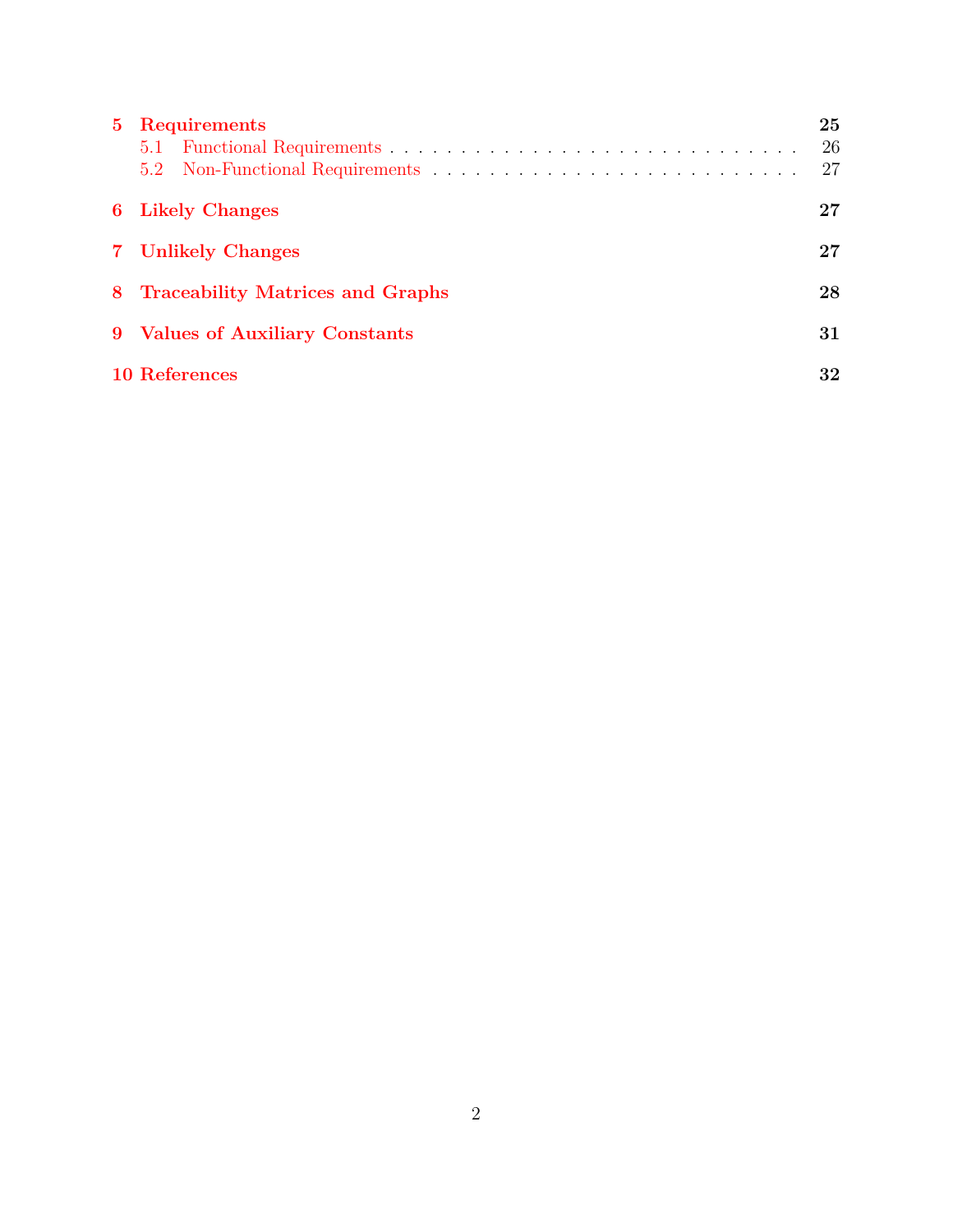5 Requirements ... 25
- 5.1 Functional Requirements ... 26
- 5.2 Non-Functional Requirements ... 27

6 Likely Changes ... 27

7 Unlikely Changes ... 27

8 Traceability Matrices and Graphs ... 28

9 Values of Auxiliary Constants ... 31

10 References ... 32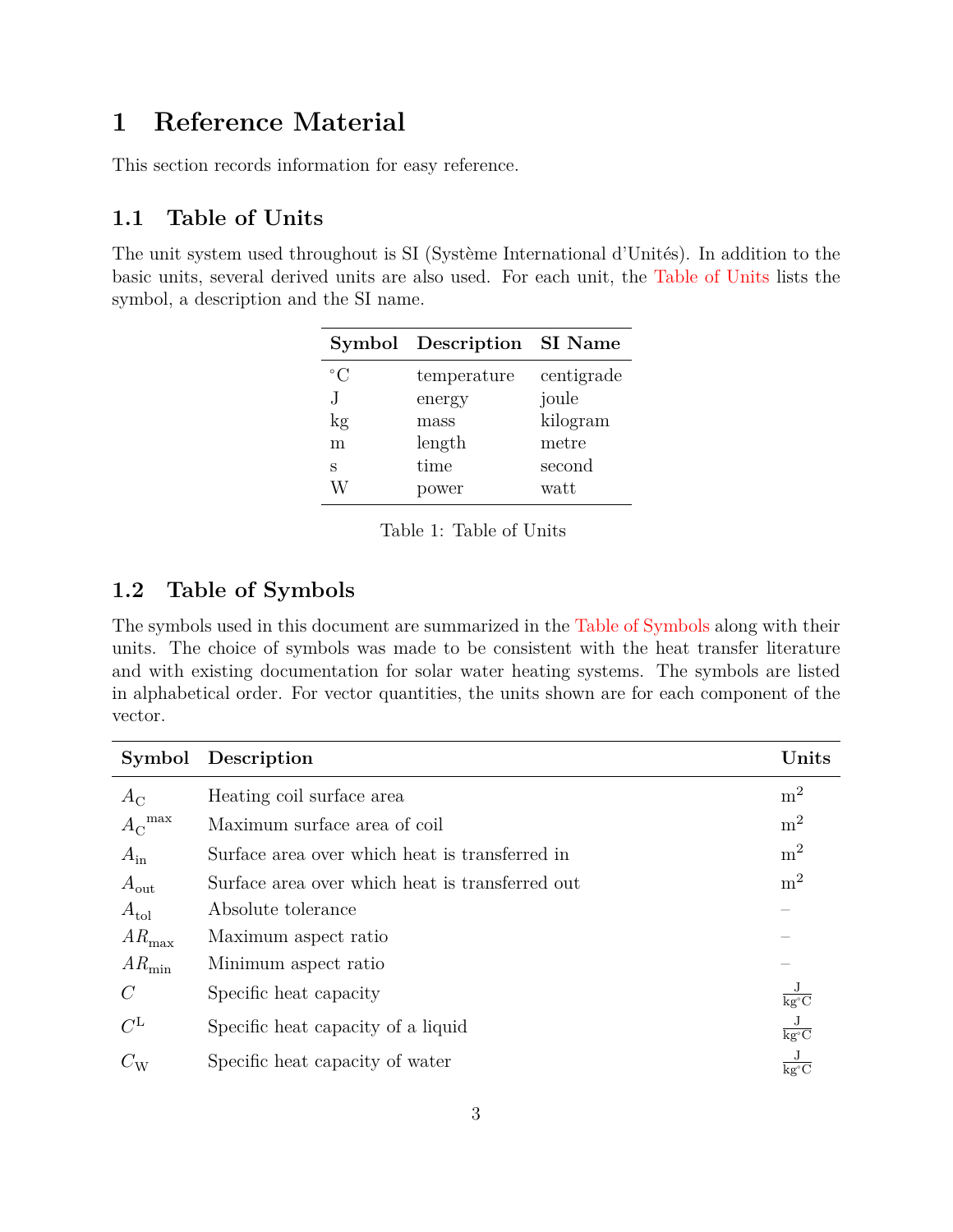# 1 Reference Material

This section records information for easy reference.

## 1.1 Table of Units

The unit system used throughout is SI (Système International d'Unités). In addition to the basic units, several derived units are also used. For each unit, the Table of Units lists the symbol, a description and the SI name.

| Symbol | Description | SI Name |
|---|---|---|
| $^{\circ}$C | temperature | centigrade |
| J | energy | joule |
| kg | mass | kilogram |
| m | length | metre |
| s | time | second |
| W | power | watt |

Table 1: Table of Units

## 1.2 Table of Symbols

The symbols used in this document are summarized in the Table of Symbols along with their units. The choice of symbols was made to be consistent with the heat transfer literature and with existing documentation for solar water heating systems. The symbols are listed in alphabetical order. For vector quantities, the units shown are for each component of the vector.

| Symbol | Description | Units |
|---|---|---|
| $A_{\text{C}}$ | Heating coil surface area | $\text{m}^2$ |
| ${A_{\text{C}}}^{\text{max}}$ | Maximum surface area of coil | $\text{m}^2$ |
| $A_{\text{in}}$ | Surface area over which heat is transferred in | $\text{m}^2$ |
| $A_{\text{out}}$ | Surface area over which heat is transferred out | $\text{m}^2$ |
| $A_{\text{tol}}$ | Absolute tolerance | – |
| $AR_{\text{max}}$ | Maximum aspect ratio | – |
| $AR_{\text{min}}$ | Minimum aspect ratio | – |
| $C$ | Specific heat capacity | $\frac{\text{J}}{\text{kg}^{\circ}\text{C}}$ |
| $C^{\text{L}}$ | Specific heat capacity of a liquid | $\frac{\text{J}}{\text{kg}^{\circ}\text{C}}$ |
| $C_{\text{W}}$ | Specific heat capacity of water | $\frac{\text{J}}{\text{kg}^{\circ}\text{C}}$ |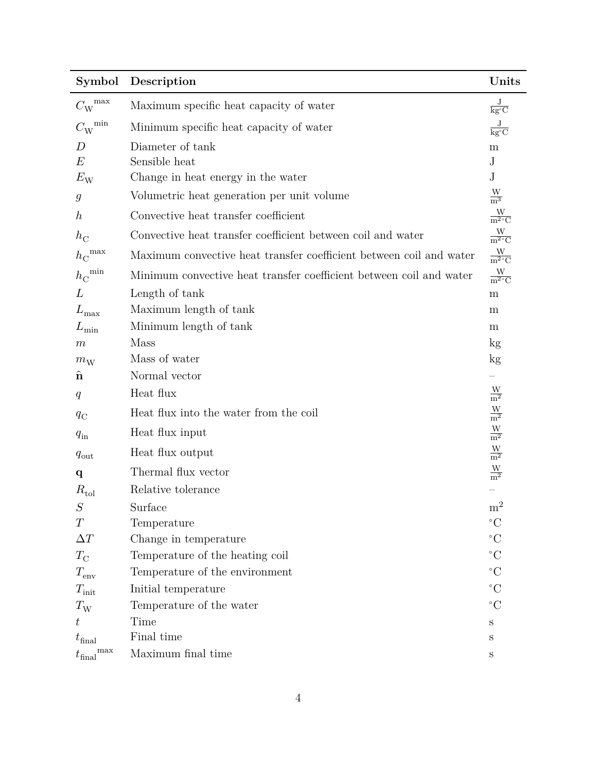| Symbol | Description | Units |
|---|---|---|
| ${C_{\mathrm{W}}}^{\mathrm{max}}$ | Maximum specific heat capacity of water | $\frac{\mathrm{J}}{\mathrm{kg}^{\circ}\mathrm{C}}$ |
| ${C_{\mathrm{W}}}^{\mathrm{min}}$ | Minimum specific heat capacity of water | $\frac{\mathrm{J}}{\mathrm{kg}^{\circ}\mathrm{C}}$ |
| $D$ | Diameter of tank | m |
| $E$ | Sensible heat | J |
| $E_{\mathrm{W}}$ | Change in heat energy in the water | J |
| $g$ | Volumetric heat generation per unit volume | $\frac{\mathrm{W}}{\mathrm{m}^3}$ |
| $h$ | Convective heat transfer coefficient | $\frac{\mathrm{W}}{\mathrm{m}^2{}^{\circ}\mathrm{C}}$ |
| $h_{\mathrm{C}}$ | Convective heat transfer coefficient between coil and water | $\frac{\mathrm{W}}{\mathrm{m}^2{}^{\circ}\mathrm{C}}$ |
| ${h_{\mathrm{C}}}^{\mathrm{max}}$ | Maximum convective heat transfer coefficient between coil and water | $\frac{\mathrm{W}}{\mathrm{m}^2{}^{\circ}\mathrm{C}}$ |
| ${h_{\mathrm{C}}}^{\mathrm{min}}$ | Minimum convective heat transfer coefficient between coil and water | $\frac{\mathrm{W}}{\mathrm{m}^2{}^{\circ}\mathrm{C}}$ |
| $L$ | Length of tank | m |
| $L_{\mathrm{max}}$ | Maximum length of tank | m |
| $L_{\mathrm{min}}$ | Minimum length of tank | m |
| $m$ | Mass | kg |
| $m_{\mathrm{W}}$ | Mass of water | kg |
| $\hat{\mathbf{n}}$ | Normal vector | – |
| $q$ | Heat flux | $\frac{\mathrm{W}}{\mathrm{m}^2}$ |
| $q_{\mathrm{C}}$ | Heat flux into the water from the coil | $\frac{\mathrm{W}}{\mathrm{m}^2}$ |
| $q_{\mathrm{in}}$ | Heat flux input | $\frac{\mathrm{W}}{\mathrm{m}^2}$ |
| $q_{\mathrm{out}}$ | Heat flux output | $\frac{\mathrm{W}}{\mathrm{m}^2}$ |
| $\mathbf{q}$ | Thermal flux vector | $\frac{\mathrm{W}}{\mathrm{m}^2}$ |
| $R_{\mathrm{tol}}$ | Relative tolerance | – |
| $S$ | Surface | $\mathrm{m}^2$ |
| $T$ | Temperature | $^{\circ}\mathrm{C}$ |
| $\Delta T$ | Change in temperature | $^{\circ}\mathrm{C}$ |
| $T_{\mathrm{C}}$ | Temperature of the heating coil | $^{\circ}\mathrm{C}$ |
| $T_{\mathrm{env}}$ | Temperature of the environment | $^{\circ}\mathrm{C}$ |
| $T_{\mathrm{init}}$ | Initial temperature | $^{\circ}\mathrm{C}$ |
| $T_{\mathrm{W}}$ | Temperature of the water | $^{\circ}\mathrm{C}$ |
| $t$ | Time | s |
| $t_{\mathrm{final}}$ | Final time | s |
| ${t_{\mathrm{final}}}^{\mathrm{max}}$ | Maximum final time | s |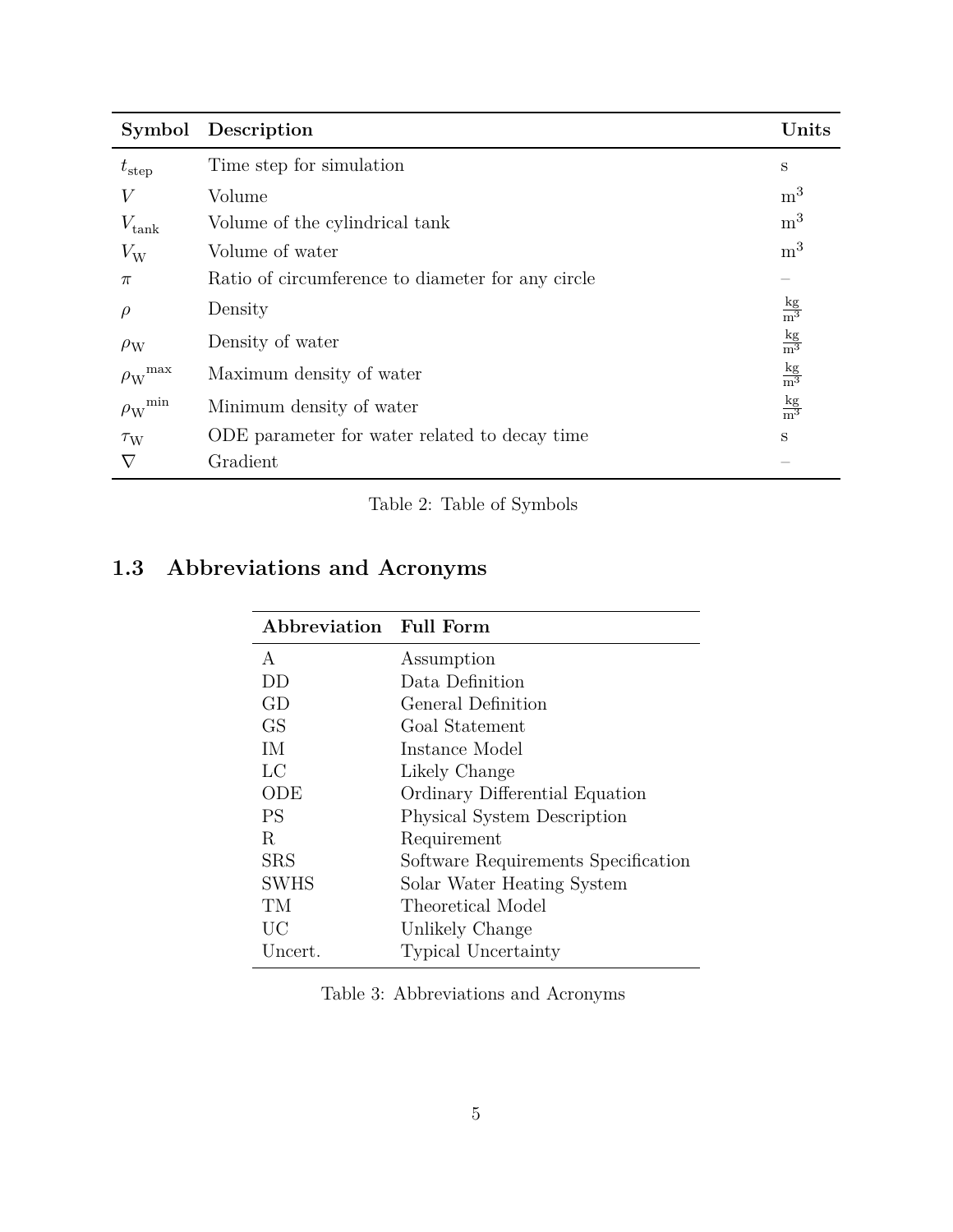| Symbol | Description | Units |
|---|---|---|
| $t_{\text{step}}$ | Time step for simulation | s |
| $V$ | Volume | $\text{m}^3$ |
| $V_{\text{tank}}$ | Volume of the cylindrical tank | $\text{m}^3$ |
| $V_{\text{W}}$ | Volume of water | $\text{m}^3$ |
| $\pi$ | Ratio of circumference to diameter for any circle | – |
| $\rho$ | Density | $\frac{\text{kg}}{\text{m}^3}$ |
| $\rho_{\text{W}}$ | Density of water | $\frac{\text{kg}}{\text{m}^3}$ |
| ${\rho_{\text{W}}}^{\text{max}}$ | Maximum density of water | $\frac{\text{kg}}{\text{m}^3}$ |
| ${\rho_{\text{W}}}^{\text{min}}$ | Minimum density of water | $\frac{\text{kg}}{\text{m}^3}$ |
| $\tau_{\text{W}}$ | ODE parameter for water related to decay time | s |
| $\nabla$ | Gradient | – |

Table 2: Table of Symbols

## 1.3 Abbreviations and Acronyms

| Abbreviation | Full Form |
|---|---|
| A | Assumption |
| DD | Data Definition |
| GD | General Definition |
| GS | Goal Statement |
| IM | Instance Model |
| LC | Likely Change |
| ODE | Ordinary Differential Equation |
| PS | Physical System Description |
| R | Requirement |
| SRS | Software Requirements Specification |
| SWHS | Solar Water Heating System |
| TM | Theoretical Model |
| UC | Unlikely Change |
| Uncert. | Typical Uncertainty |

Table 3: Abbreviations and Acronyms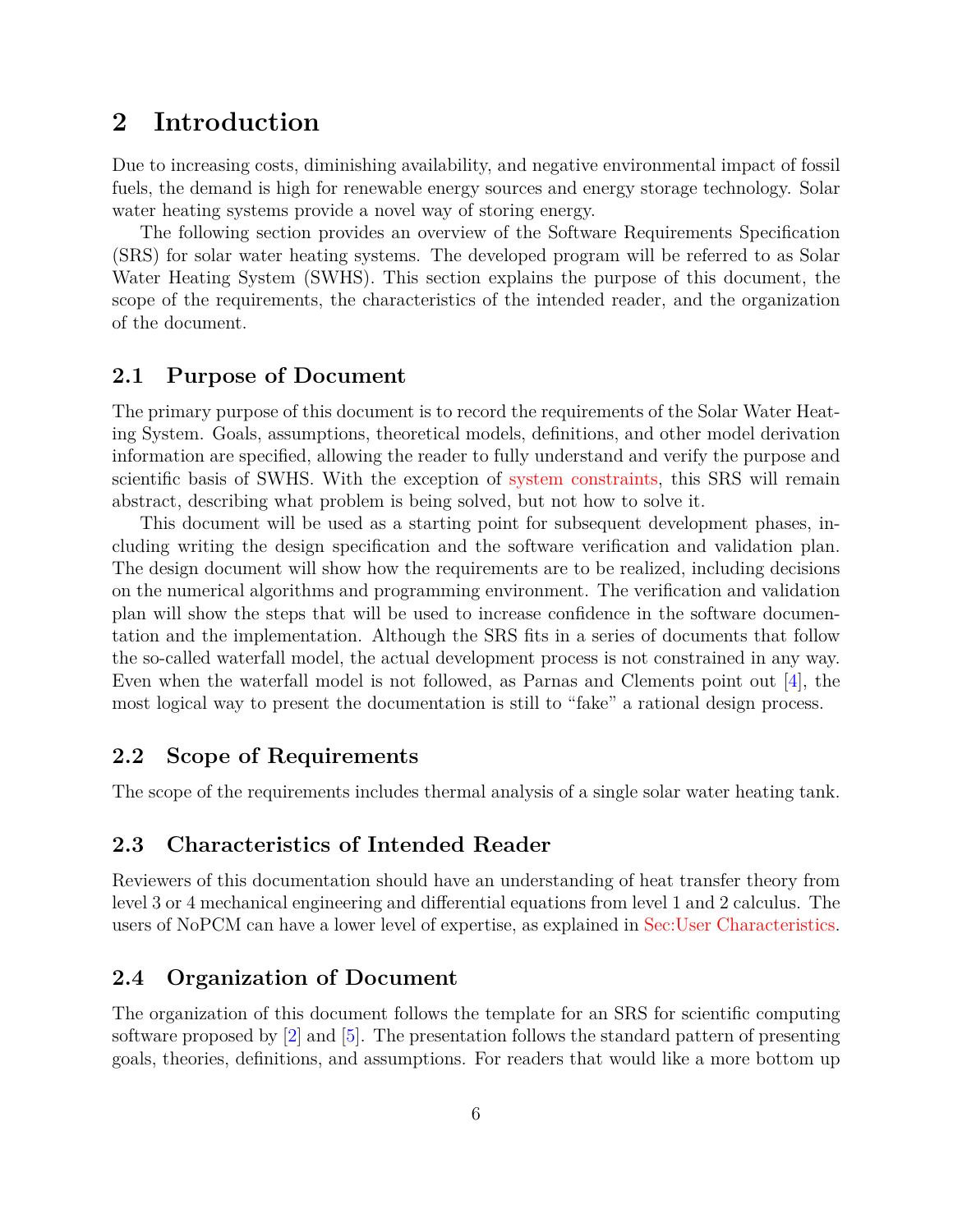# 2 Introduction

Due to increasing costs, diminishing availability, and negative environmental impact of fossil fuels, the demand is high for renewable energy sources and energy storage technology. Solar water heating systems provide a novel way of storing energy.

The following section provides an overview of the Software Requirements Specification (SRS) for solar water heating systems. The developed program will be referred to as Solar Water Heating System (SWHS). This section explains the purpose of this document, the scope of the requirements, the characteristics of the intended reader, and the organization of the document.

## 2.1 Purpose of Document

The primary purpose of this document is to record the requirements of the Solar Water Heating System. Goals, assumptions, theoretical models, definitions, and other model derivation information are specified, allowing the reader to fully understand and verify the purpose and scientific basis of SWHS. With the exception of system constraints, this SRS will remain abstract, describing what problem is being solved, but not how to solve it.

This document will be used as a starting point for subsequent development phases, including writing the design specification and the software verification and validation plan. The design document will show how the requirements are to be realized, including decisions on the numerical algorithms and programming environment. The verification and validation plan will show the steps that will be used to increase confidence in the software documentation and the implementation. Although the SRS fits in a series of documents that follow the so-called waterfall model, the actual development process is not constrained in any way. Even when the waterfall model is not followed, as Parnas and Clements point out [4], the most logical way to present the documentation is still to "fake" a rational design process.

## 2.2 Scope of Requirements

The scope of the requirements includes thermal analysis of a single solar water heating tank.

## 2.3 Characteristics of Intended Reader

Reviewers of this documentation should have an understanding of heat transfer theory from level 3 or 4 mechanical engineering and differential equations from level 1 and 2 calculus. The users of NoPCM can have a lower level of expertise, as explained in Sec:User Characteristics.

## 2.4 Organization of Document

The organization of this document follows the template for an SRS for scientific computing software proposed by [2] and [5]. The presentation follows the standard pattern of presenting goals, theories, definitions, and assumptions. For readers that would like a more bottom up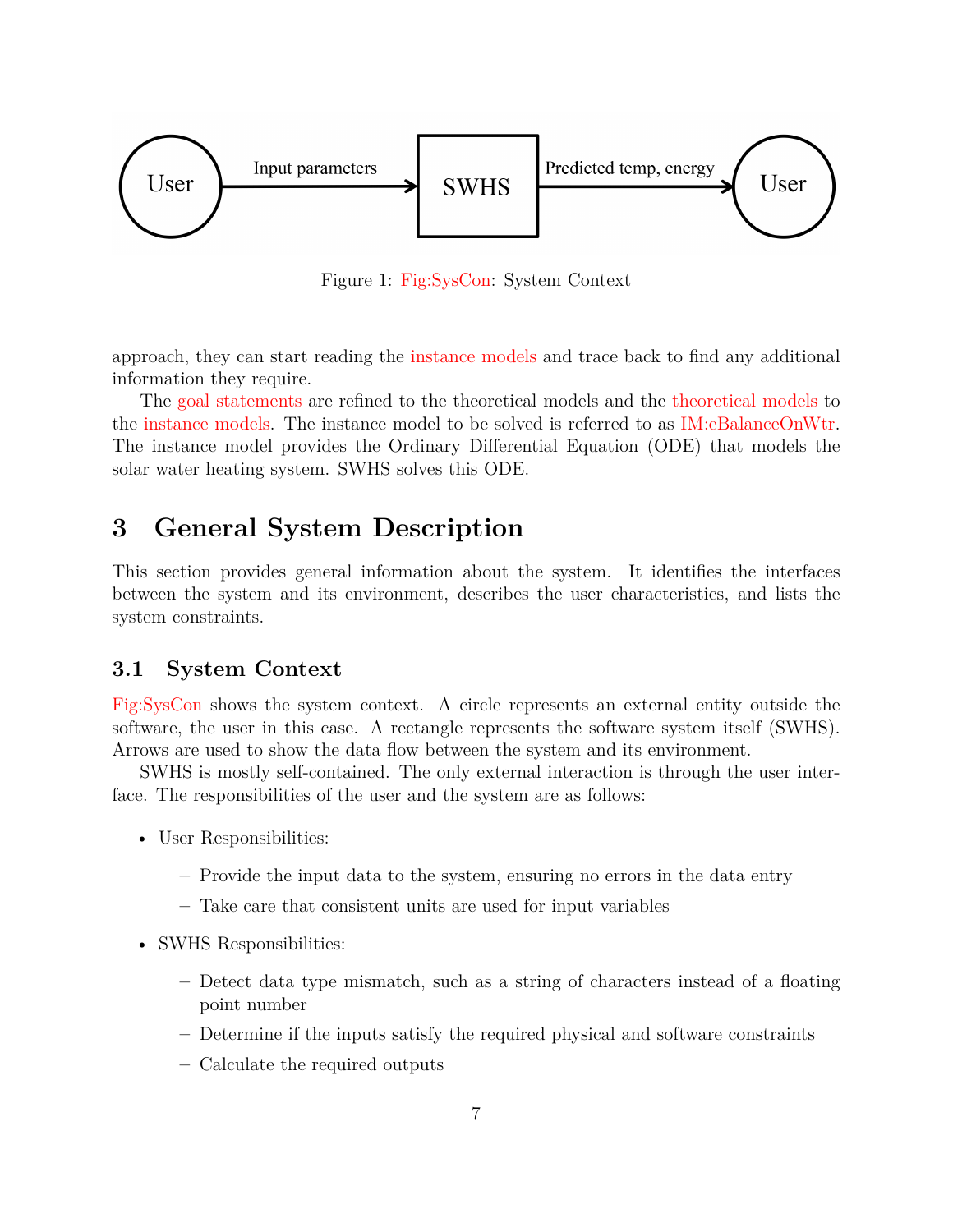Figure 1: Fig:SysCon: System Context

approach, they can start reading the instance models and trace back to find any additional information they require.

The goal statements are refined to the theoretical models and the theoretical models to the instance models. The instance model to be solved is referred to as IM:eBalanceOnWtr. The instance model provides the Ordinary Differential Equation (ODE) that models the solar water heating system. SWHS solves this ODE.

# 3 General System Description

This section provides general information about the system. It identifies the interfaces between the system and its environment, describes the user characteristics, and lists the system constraints.

## 3.1 System Context

Fig:SysCon shows the system context. A circle represents an external entity outside the software, the user in this case. A rectangle represents the software system itself (SWHS). Arrows are used to show the data flow between the system and its environment.

SWHS is mostly self-contained. The only external interaction is through the user interface. The responsibilities of the user and the system are as follows:

- User Responsibilities:
  - Provide the input data to the system, ensuring no errors in the data entry
  - Take care that consistent units are used for input variables
- SWHS Responsibilities:
  - Detect data type mismatch, such as a string of characters instead of a floating point number
  - Determine if the inputs satisfy the required physical and software constraints
  - Calculate the required outputs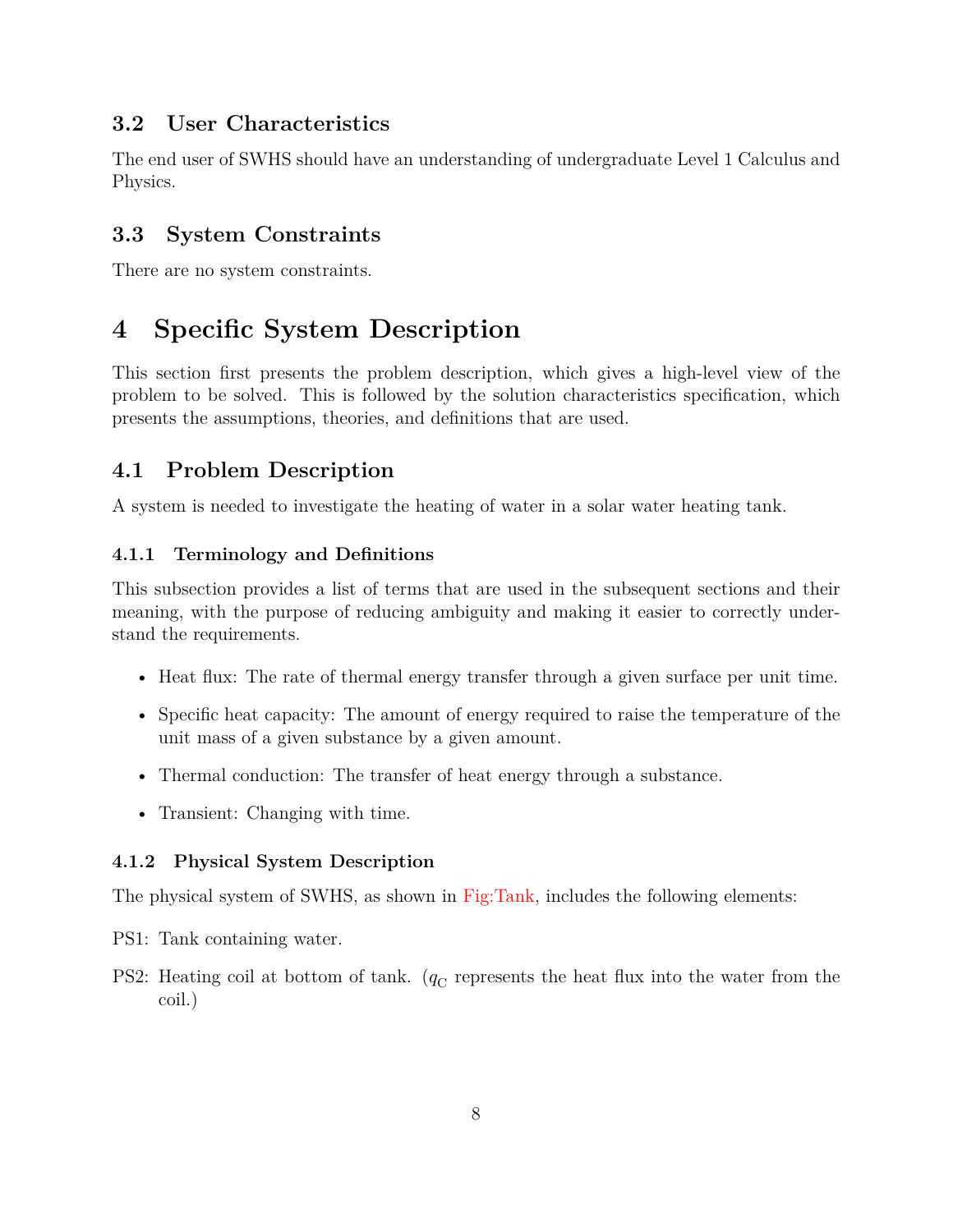### 3.2 User Characteristics

The end user of SWHS should have an understanding of undergraduate Level 1 Calculus and Physics.

### 3.3 System Constraints

There are no system constraints.

## 4 Specific System Description

This section first presents the problem description, which gives a high-level view of the problem to be solved. This is followed by the solution characteristics specification, which presents the assumptions, theories, and definitions that are used.

### 4.1 Problem Description

A system is needed to investigate the heating of water in a solar water heating tank.

#### 4.1.1 Terminology and Definitions

This subsection provides a list of terms that are used in the subsequent sections and their meaning, with the purpose of reducing ambiguity and making it easier to correctly understand the requirements.

- Heat flux: The rate of thermal energy transfer through a given surface per unit time.
- Specific heat capacity: The amount of energy required to raise the temperature of the unit mass of a given substance by a given amount.
- Thermal conduction: The transfer of heat energy through a substance.
- Transient: Changing with time.

#### 4.1.2 Physical System Description

The physical system of SWHS, as shown in Fig:Tank, includes the following elements:

PS1: Tank containing water.

PS2: Heating coil at bottom of tank. ($q_C$ represents the heat flux into the water from the coil.)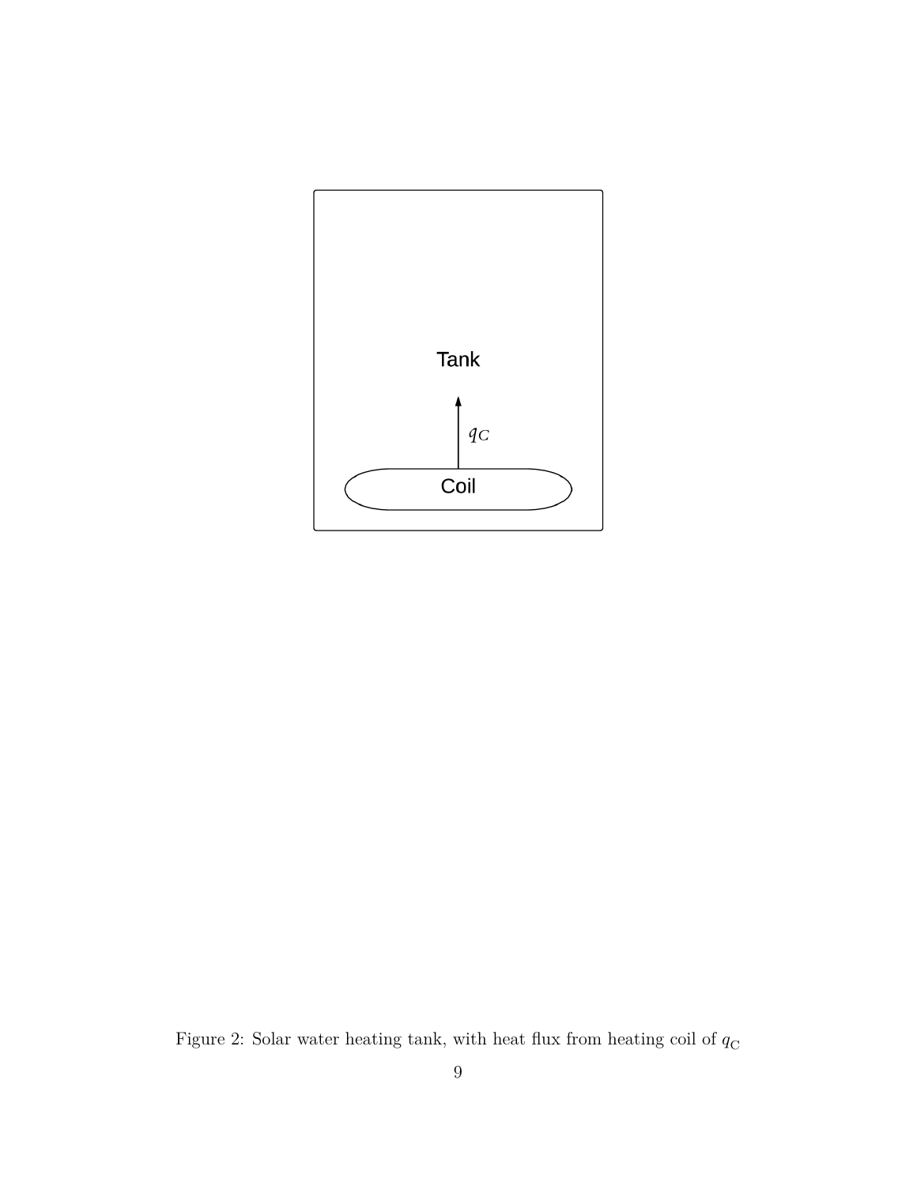Figure 2: Solar water heating tank, with heat flux from heating coil of $q_\text{C}$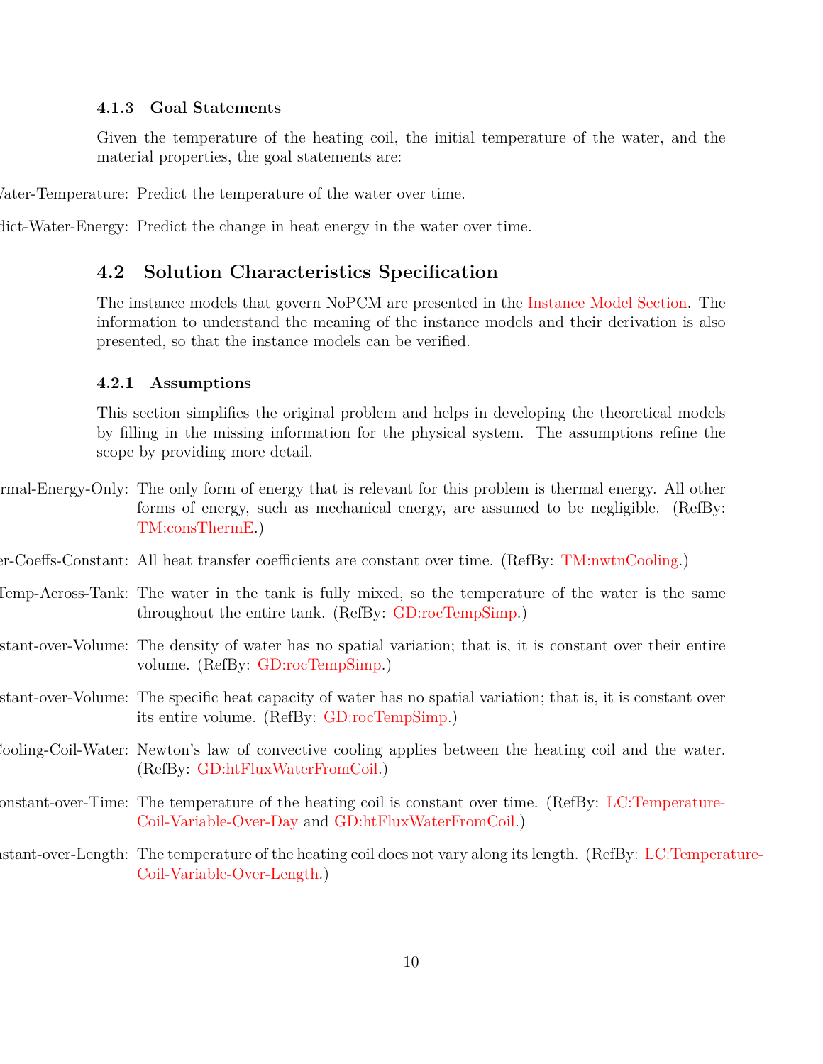#### 4.1.3 Goal Statements

Given the temperature of the heating coil, the initial temperature of the water, and the material properties, the goal statements are:

Vater-Temperature: Predict the temperature of the water over time.

dict-Water-Energy: Predict the change in heat energy in the water over time.

### 4.2 Solution Characteristics Specification

The instance models that govern NoPCM are presented in the Instance Model Section. The information to understand the meaning of the instance models and their derivation is also presented, so that the instance models can be verified.

#### 4.2.1 Assumptions

This section simplifies the original problem and helps in developing the theoretical models by filling in the missing information for the physical system. The assumptions refine the scope by providing more detail.

rmal-Energy-Only: The only form of energy that is relevant for this problem is thermal energy. All other forms of energy, such as mechanical energy, are assumed to be negligible. (RefBy: TM:consThermE.)

er-Coeffs-Constant: All heat transfer coefficients are constant over time. (RefBy: TM:nwtnCooling.)

Temp-Across-Tank: The water in the tank is fully mixed, so the temperature of the water is the same throughout the entire tank. (RefBy: GD:rocTempSimp.)

stant-over-Volume: The density of water has no spatial variation; that is, it is constant over their entire volume. (RefBy: GD:rocTempSimp.)

stant-over-Volume: The specific heat capacity of water has no spatial variation; that is, it is constant over its entire volume. (RefBy: GD:rocTempSimp.)

Cooling-Coil-Water: Newton's law of convective cooling applies between the heating coil and the water. (RefBy: GD:htFluxWaterFromCoil.)

onstant-over-Time: The temperature of the heating coil is constant over time. (RefBy: LC:Temperature-Coil-Variable-Over-Day and GD:htFluxWaterFromCoil.)

stant-over-Length: The temperature of the heating coil does not vary along its length. (RefBy: LC:Temperature-Coil-Variable-Over-Length.)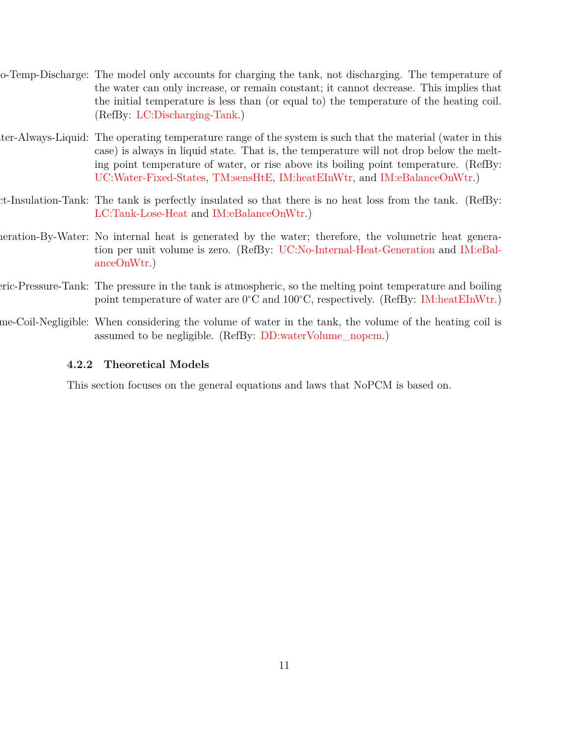o-Temp-Discharge: The model only accounts for charging the tank, not discharging. The temperature of the water can only increase, or remain constant; it cannot decrease. This implies that the initial temperature is less than (or equal to) the temperature of the heating coil. (RefBy: LC:Discharging-Tank.)

ter-Always-Liquid: The operating temperature range of the system is such that the material (water in this case) is always in liquid state. That is, the temperature will not drop below the melting point temperature of water, or rise above its boiling point temperature. (RefBy: UC:Water-Fixed-States, TM:sensHtE, IM:heatEInWtr, and IM:eBalanceOnWtr.)

ct-Insulation-Tank: The tank is perfectly insulated so that there is no heat loss from the tank. (RefBy: LC:Tank-Lose-Heat and IM:eBalanceOnWtr.)

neration-By-Water: No internal heat is generated by the water; therefore, the volumetric heat generation per unit volume is zero. (RefBy: UC:No-Internal-Heat-Generation and IM:eBalanceOnWtr.)

eric-Pressure-Tank: The pressure in the tank is atmospheric, so the melting point temperature and boiling point temperature of water are 0°C and 100°C, respectively. (RefBy: IM:heatEInWtr.)

me-Coil-Negligible: When considering the volume of water in the tank, the volume of the heating coil is assumed to be negligible. (RefBy: DD:waterVolume_nopcm.)

### 4.2.2 Theoretical Models

This section focuses on the general equations and laws that NoPCM is based on.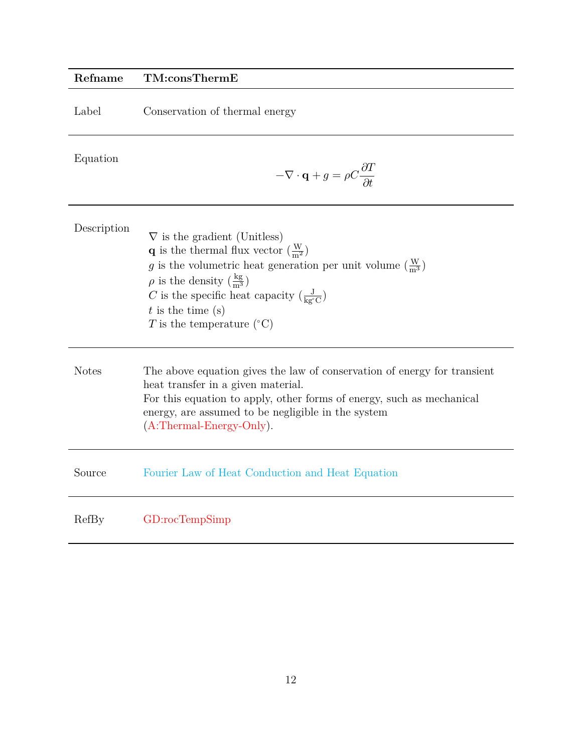| Refname | TM:consThermE |
| --- | --- |
| Label | Conservation of thermal energy |
| Equation | $$-\nabla \cdot \mathbf{q} + g = \rho C \frac{\partial T}{\partial t}$$ |
| Description | $\nabla$ is the gradient (Unitless)<br>$\mathbf{q}$ is the thermal flux vector ($\frac{\text{W}}{\text{m}^2}$)<br>$g$ is the volumetric heat generation per unit volume ($\frac{\text{W}}{\text{m}^3}$)<br>$\rho$ is the density ($\frac{\text{kg}}{\text{m}^3}$)<br>$C$ is the specific heat capacity ($\frac{\text{J}}{\text{kg}^\circ\text{C}}$)<br>$t$ is the time (s)<br>$T$ is the temperature ($^\circ$C) |
| Notes | The above equation gives the law of conservation of energy for transient heat transfer in a given material.<br>For this equation to apply, other forms of energy, such as mechanical energy, are assumed to be negligible in the system (A:Thermal-Energy-Only). |
| Source | Fourier Law of Heat Conduction and Heat Equation |
| RefBy | GD:rocTempSimp |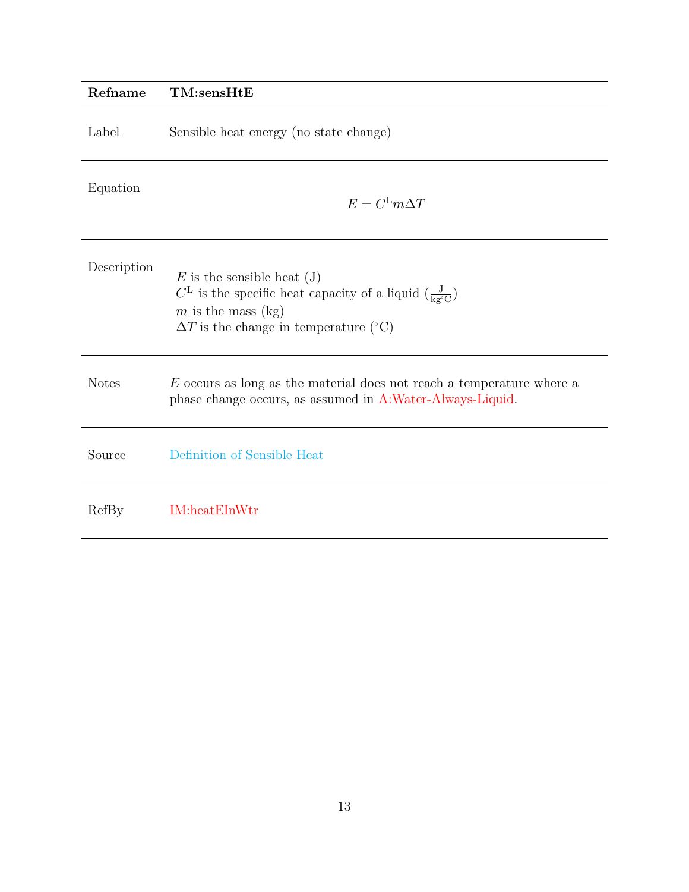| Refname | TM:sensHtE |
|---|---|
| Label | Sensible heat energy (no state change) |
| Equation | $$E = C^{\text{L}} m \Delta T$$ |
| Description | $E$ is the sensible heat (J)<br>$C^{\text{L}}$ is the specific heat capacity of a liquid ($\frac{\text{J}}{\text{kg}^{\circ}\text{C}}$)<br>$m$ is the mass (kg)<br>$\Delta T$ is the change in temperature ($^{\circ}$C) |
| Notes | $E$ occurs as long as the material does not reach a temperature where a phase change occurs, as assumed in A:Water-Always-Liquid. |
| Source | Definition of Sensible Heat |
| RefBy | IM:heatEInWtr |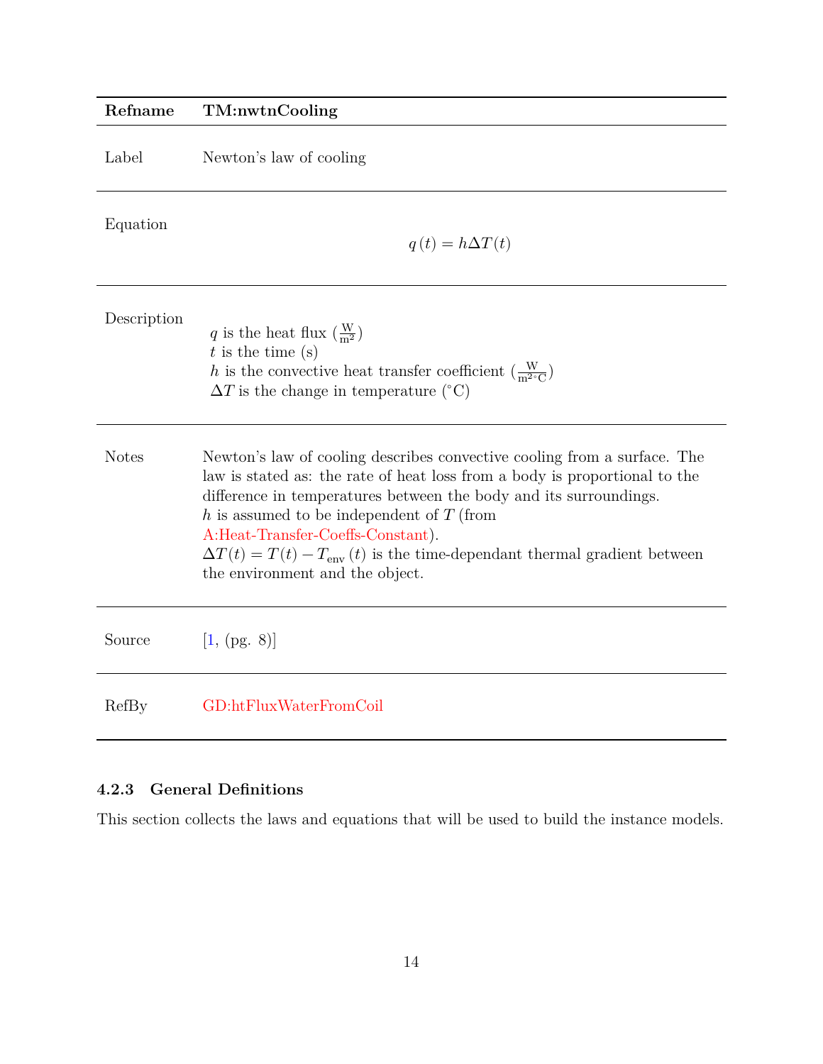| Refname | TM:nwtnCooling |
|---|---|
| Label | Newton's law of cooling |
| Equation | $$q(t) = h\Delta T(t)$$ |
| Description | $q$ is the heat flux ($\frac{\text{W}}{\text{m}^2}$)<br>$t$ is the time (s)<br>$h$ is the convective heat transfer coefficient ($\frac{\text{W}}{\text{m}^2{}^\circ\text{C}}$)<br>$\Delta T$ is the change in temperature (${}^\circ$C) |
| Notes | Newton's law of cooling describes convective cooling from a surface. The law is stated as: the rate of heat loss from a body is proportional to the difference in temperatures between the body and its surroundings.<br>$h$ is assumed to be independent of $T$ (from A:Heat-Transfer-Coeffs-Constant).<br>$\Delta T(t) = T(t) - T_{\text{env}}(t)$ is the time-dependant thermal gradient between the environment and the object. |
| Source | [1, (pg. 8)] |
| RefBy | GD:htFluxWaterFromCoil |

### 4.2.3 General Definitions

This section collects the laws and equations that will be used to build the instance models.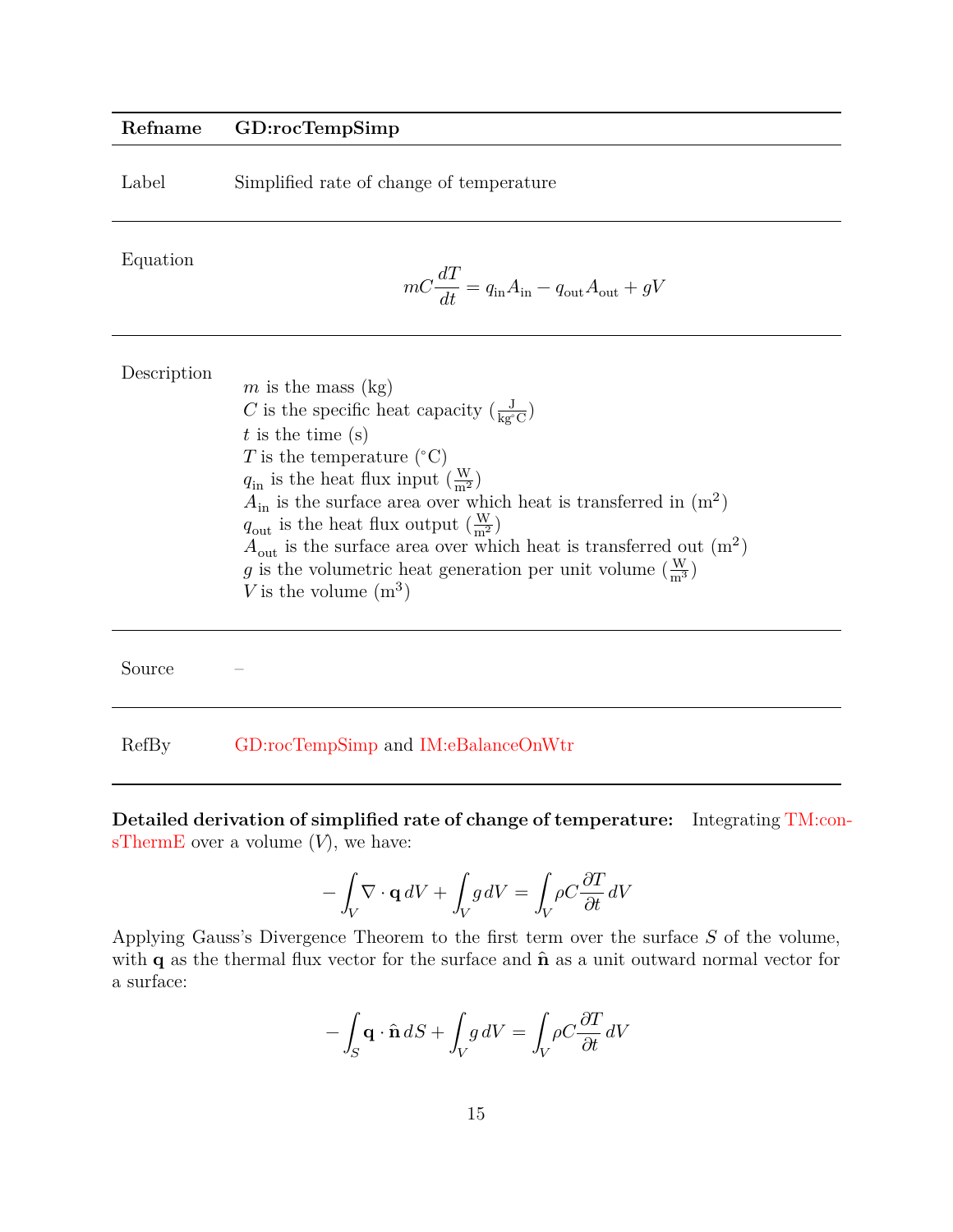| Refname | GD:rocTempSimp |
|---|---|
| Label | Simplified rate of change of temperature |
| Equation | $$mC\frac{dT}{dt} = q_{\text{in}}A_{\text{in}} - q_{\text{out}}A_{\text{out}} + gV$$ |
| Description | $m$ is the mass (kg)<br>$C$ is the specific heat capacity ($\frac{\text{J}}{\text{kg}^{\circ}\text{C}}$)<br>$t$ is the time (s)<br>$T$ is the temperature ($^{\circ}$C)<br>$q_{\text{in}}$ is the heat flux input ($\frac{\text{W}}{\text{m}^2}$)<br>$A_{\text{in}}$ is the surface area over which heat is transferred in ($\text{m}^2$)<br>$q_{\text{out}}$ is the heat flux output ($\frac{\text{W}}{\text{m}^2}$)<br>$A_{\text{out}}$ is the surface area over which heat is transferred out ($\text{m}^2$)<br>$g$ is the volumetric heat generation per unit volume ($\frac{\text{W}}{\text{m}^3}$)<br>$V$ is the volume ($\text{m}^3$) |
| Source | – |
| RefBy | GD:rocTempSimp and IM:eBalanceOnWtr |

**Detailed derivation of simplified rate of change of temperature:** Integrating TM:consThermE over a volume ($V$), we have:

$$-\int_V \nabla \cdot \mathbf{q} \, dV + \int_V g \, dV = \int_V \rho C \frac{\partial T}{\partial t} \, dV$$

Applying Gauss's Divergence Theorem to the first term over the surface $S$ of the volume, with $\mathbf{q}$ as the thermal flux vector for the surface and $\hat{\mathbf{n}}$ as a unit outward normal vector for a surface:

$$-\int_S \mathbf{q} \cdot \hat{\mathbf{n}} \, dS + \int_V g \, dV = \int_V \rho C \frac{\partial T}{\partial t} \, dV$$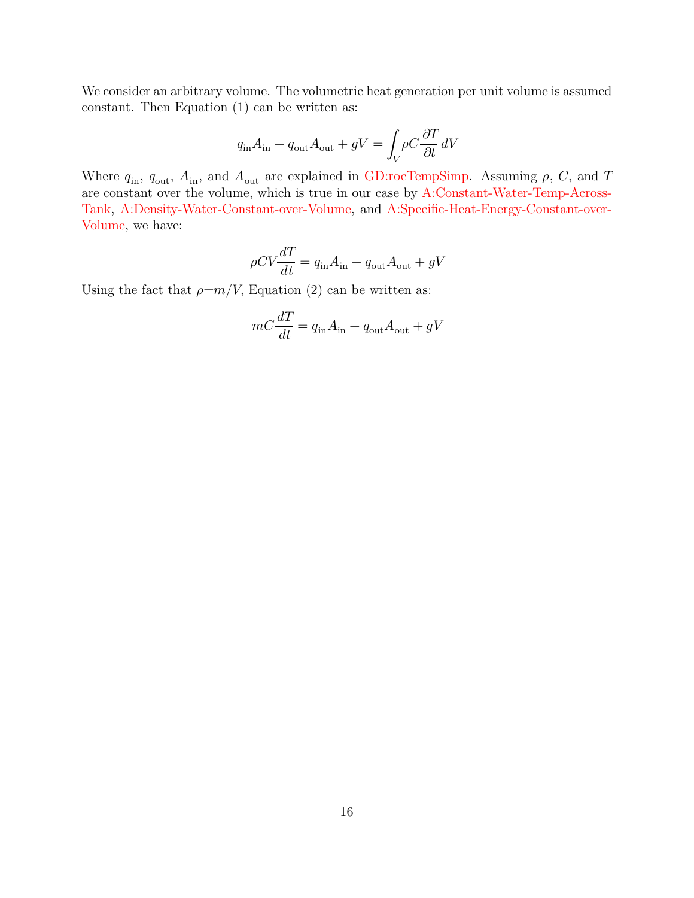We consider an arbitrary volume. The volumetric heat generation per unit volume is assumed constant. Then Equation (1) can be written as:

$$q_{\text{in}} A_{\text{in}} - q_{\text{out}} A_{\text{out}} + gV = \int_V \rho C \frac{\partial T}{\partial t} \, dV$$

Where $q_{\text{in}}$, $q_{\text{out}}$, $A_{\text{in}}$, and $A_{\text{out}}$ are explained in GD:rocTempSimp. Assuming $\rho$, $C$, and $T$ are constant over the volume, which is true in our case by A:Constant-Water-Temp-Across-Tank, A:Density-Water-Constant-over-Volume, and A:Specific-Heat-Energy-Constant-over-Volume, we have:

$$\rho C V \frac{dT}{dt} = q_{\text{in}} A_{\text{in}} - q_{\text{out}} A_{\text{out}} + gV$$

Using the fact that $\rho = m/V$, Equation (2) can be written as:

$$m C \frac{dT}{dt} = q_{\text{in}} A_{\text{in}} - q_{\text{out}} A_{\text{out}} + gV$$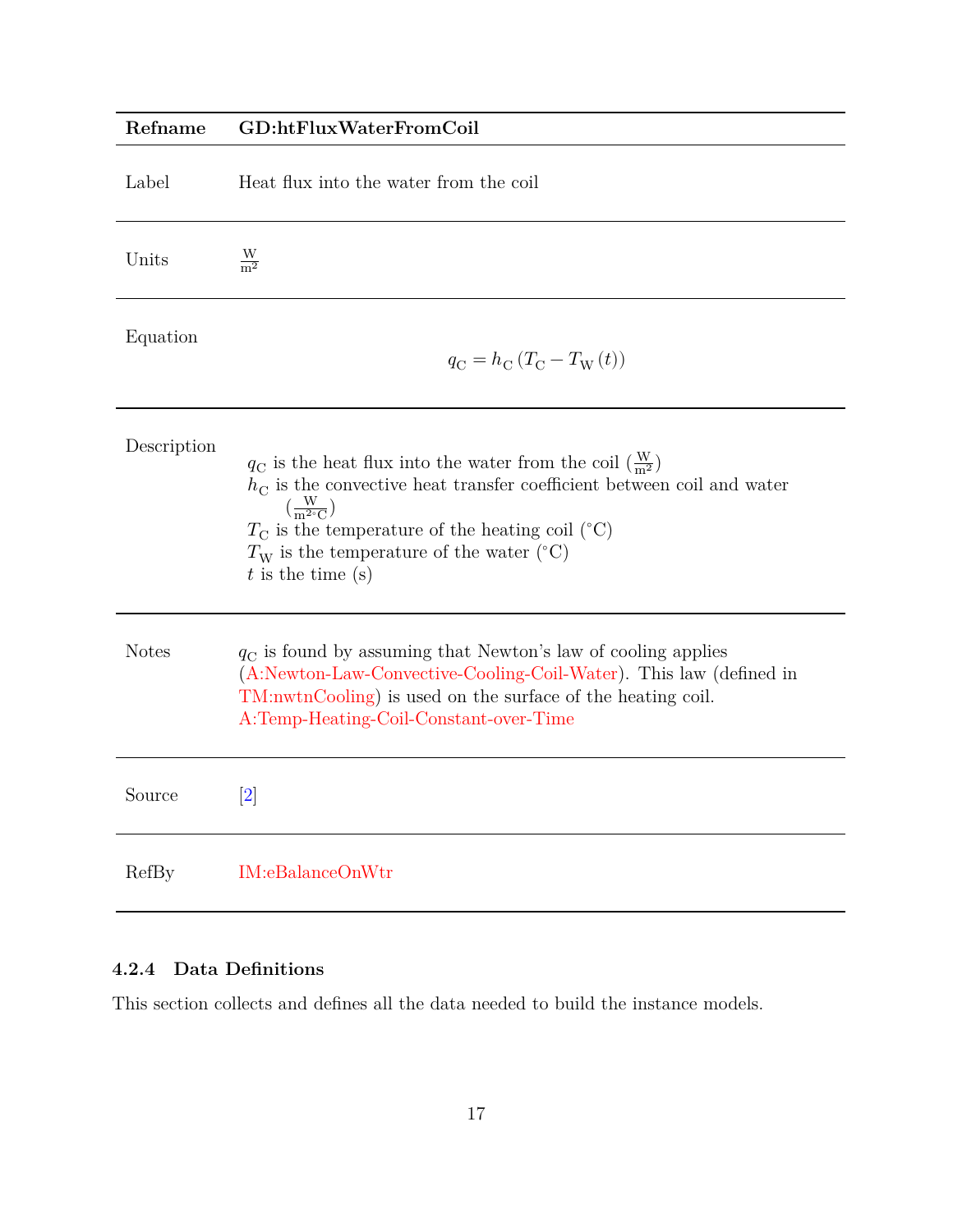| Refname | GD:htFluxWaterFromCoil |
|---|---|
| Label | Heat flux into the water from the coil |
| Units | $\frac{\text{W}}{\text{m}^2}$ |
| Equation | $$q_{\text{C}} = h_{\text{C}} \left(T_{\text{C}} - T_{\text{W}}(t)\right)$$ |
| Description | $q_{\text{C}}$ is the heat flux into the water from the coil ($\frac{\text{W}}{\text{m}^2}$) <br> $h_{\text{C}}$ is the convective heat transfer coefficient between coil and water ($\frac{\text{W}}{\text{m}^2{}^\circ\text{C}}$) <br> $T_{\text{C}}$ is the temperature of the heating coil (°C) <br> $T_{\text{W}}$ is the temperature of the water (°C) <br> $t$ is the time (s) |
| Notes | $q_{\text{C}}$ is found by assuming that Newton's law of cooling applies (A:Newton-Law-Convective-Cooling-Coil-Water). This law (defined in TM:nwtnCooling) is used on the surface of the heating coil. A:Temp-Heating-Coil-Constant-over-Time |
| Source | [2] |
| RefBy | IM:eBalanceOnWtr |

#### 4.2.4 Data Definitions

This section collects and defines all the data needed to build the instance models.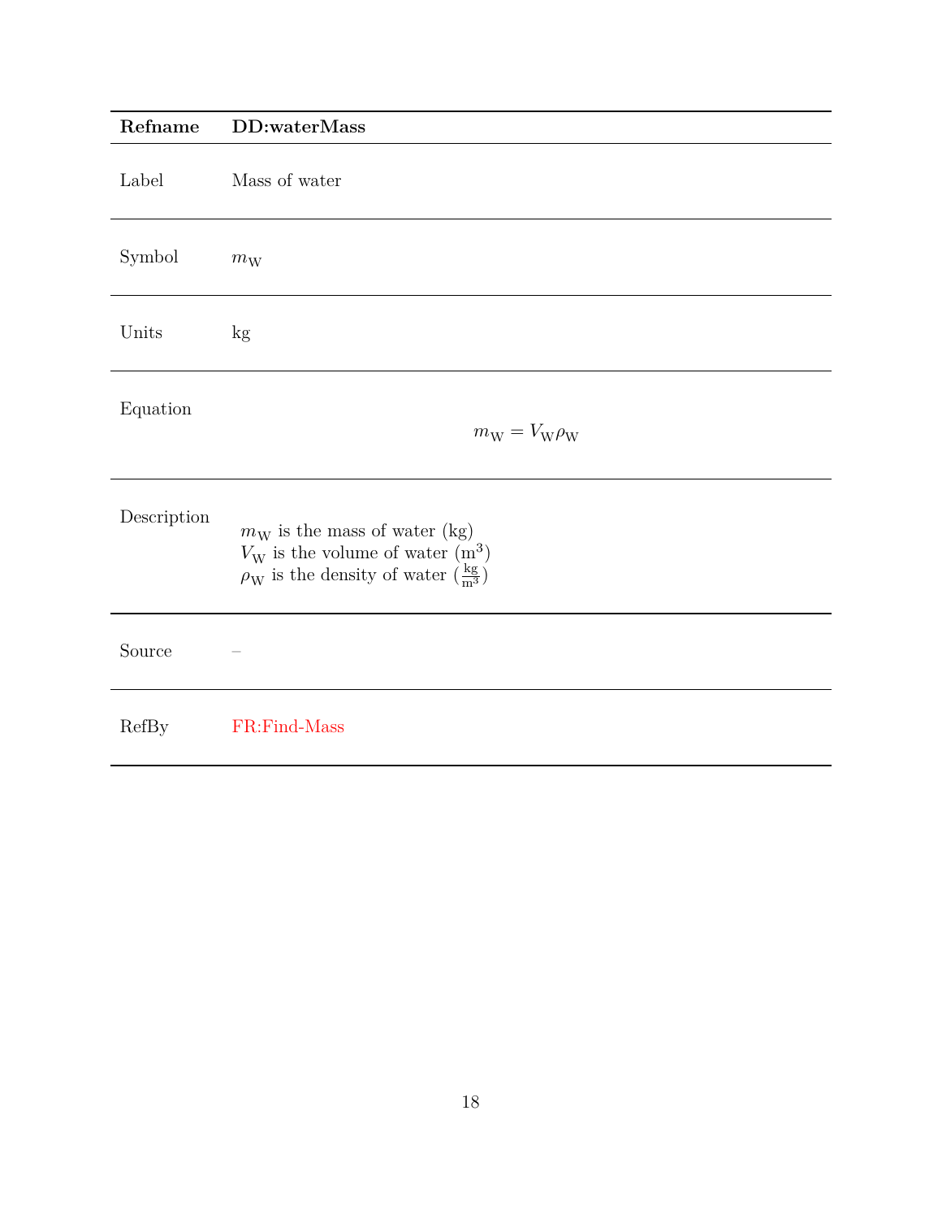| Refname | DD:waterMass |
|---|---|
| Label | Mass of water |
| Symbol | $m_{\text{W}}$ |
| Units | kg |
| Equation | $$m_{\text{W}} = V_{\text{W}} \rho_{\text{W}}$$ |
| Description | $m_{\text{W}}$ is the mass of water (kg)<br>$V_{\text{W}}$ is the volume of water ($\text{m}^3$)<br>$\rho_{\text{W}}$ is the density of water ($\frac{\text{kg}}{\text{m}^3}$) |
| Source | – |
| RefBy | FR:Find-Mass |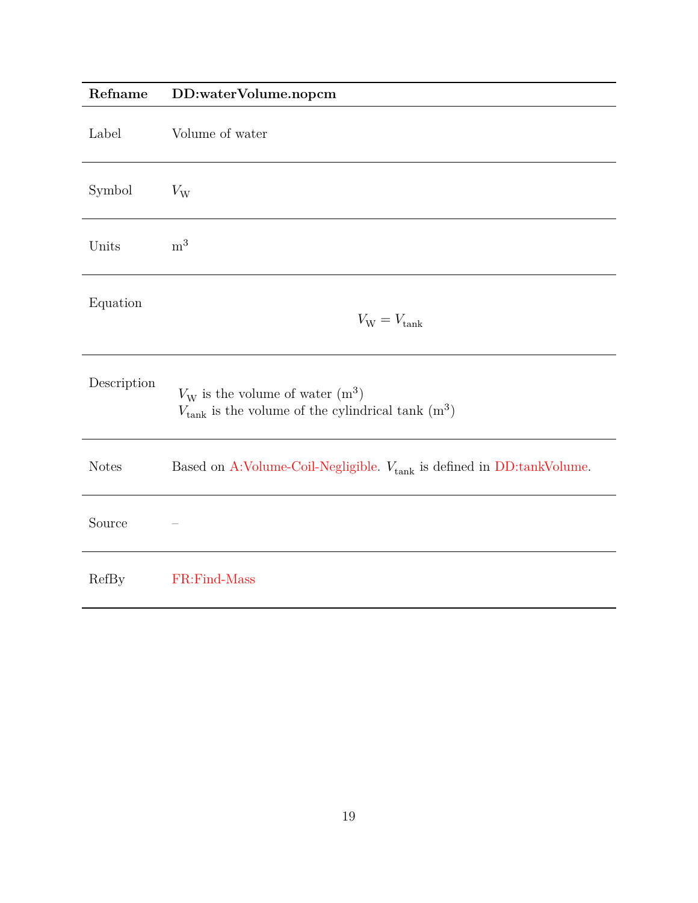| Refname | DD:waterVolume.nopcm |
| --- | --- |
| Label | Volume of water |
| Symbol | $V_{\text{W}}$ |
| Units | $\text{m}^3$ |
| Equation | $$V_{\text{W}} = V_{\text{tank}}$$ |
| Description | $V_{\text{W}}$ is the volume of water ($\text{m}^3$)<br>$V_{\text{tank}}$ is the volume of the cylindrical tank ($\text{m}^3$) |
| Notes | Based on A:Volume-Coil-Negligible. $V_{\text{tank}}$ is defined in DD:tankVolume. |
| Source | – |
| RefBy | FR:Find-Mass |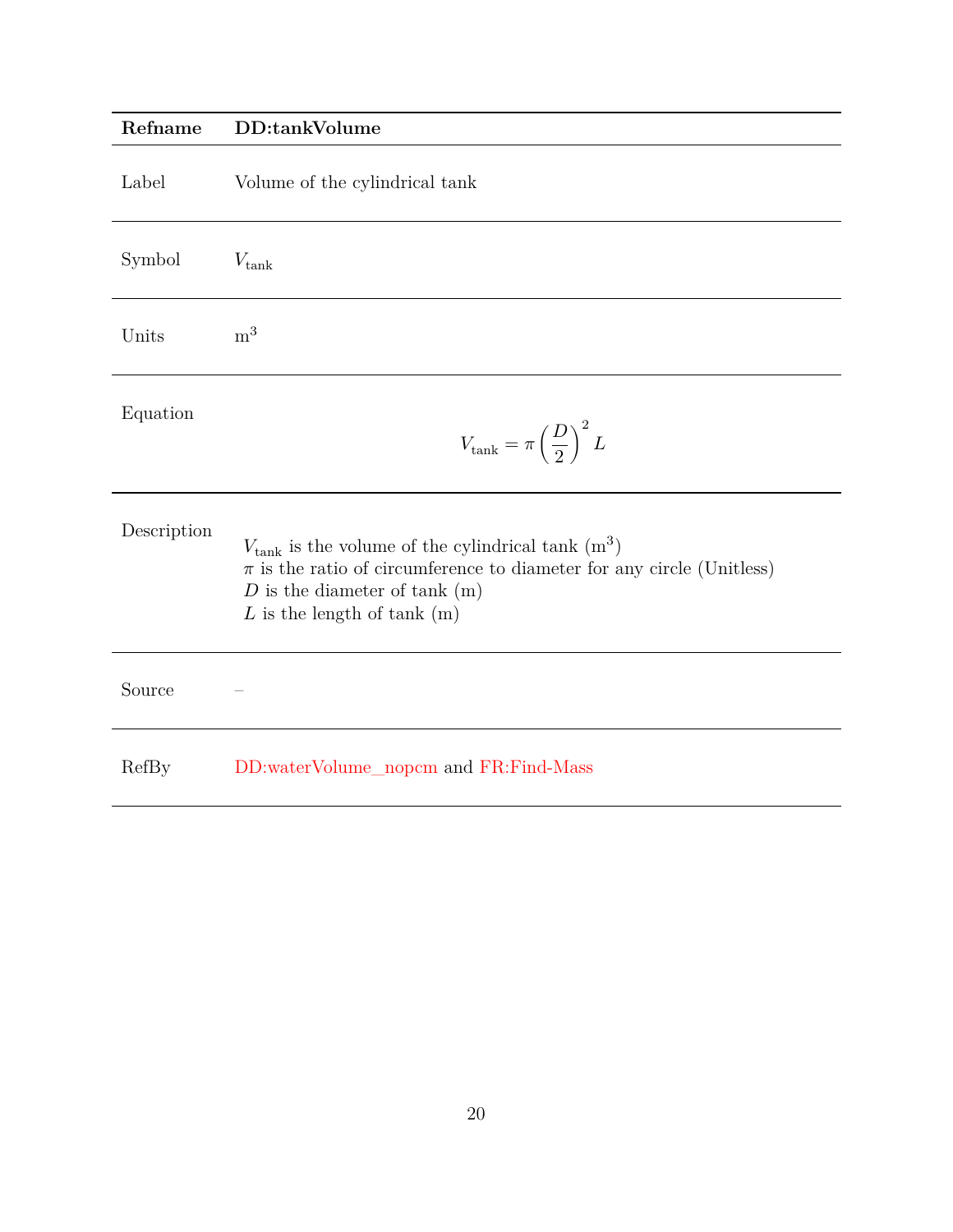| Refname | DD:tankVolume |
| --- | --- |
| Label | Volume of the cylindrical tank |
| Symbol | $V_{\text{tank}}$ |
| Units | $\text{m}^3$ |
| Equation | $$V_{\text{tank}} = \pi \left(\frac{D}{2}\right)^2 L$$ |
| Description | $V_{\text{tank}}$ is the volume of the cylindrical tank ($\text{m}^3$)<br>$\pi$ is the ratio of circumference to diameter for any circle (Unitless)<br>$D$ is the diameter of tank (m)<br>$L$ is the length of tank (m) |
| Source | – |
| RefBy | DD:waterVolume_nopcm and FR:Find-Mass |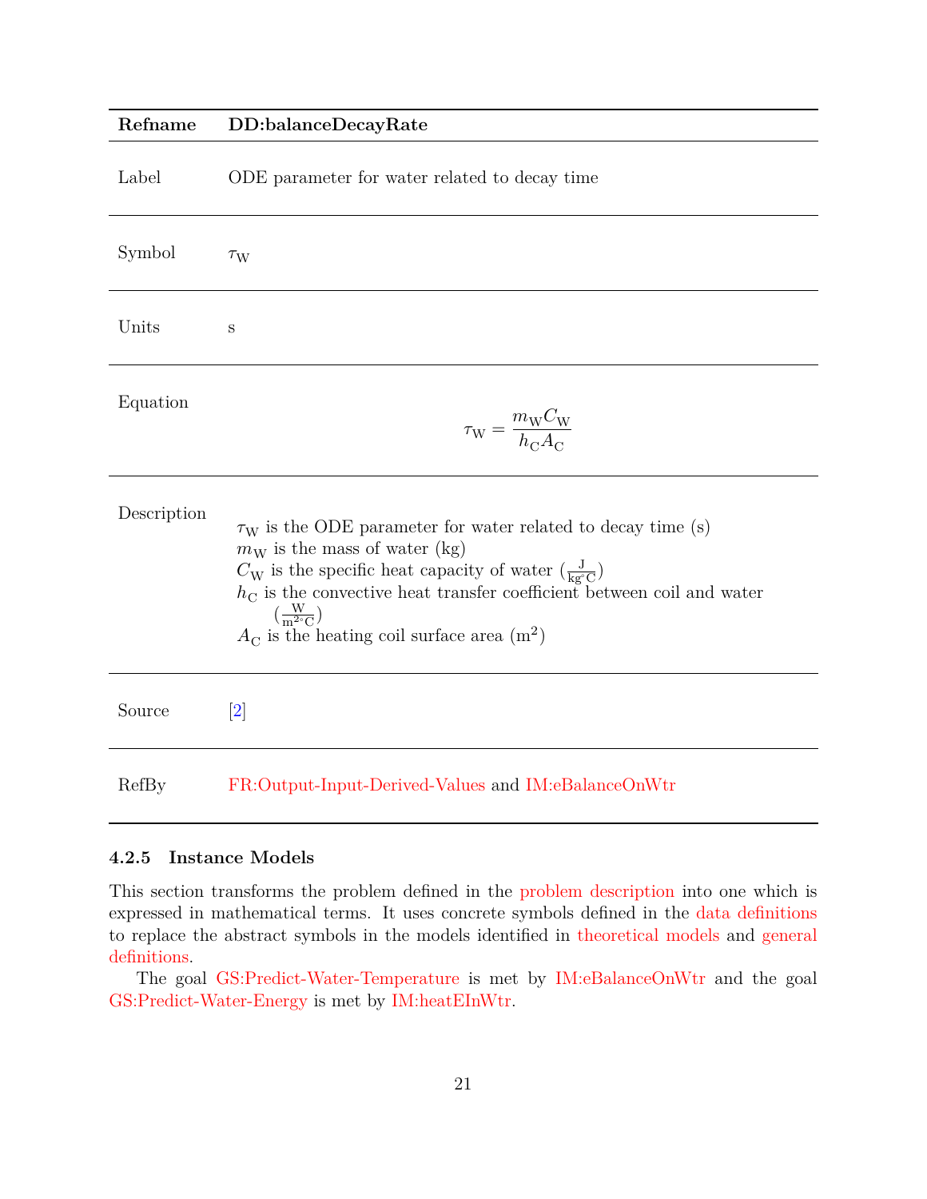| Refname | DD:balanceDecayRate |
| --- | --- |
| Label | ODE parameter for water related to decay time |
| Symbol | $\tau_{\text{W}}$ |
| Units | s |
| Equation | $$\tau_{\text{W}} = \frac{m_{\text{W}} C_{\text{W}}}{h_{\text{C}} A_{\text{C}}}$$ |
| Description | $\tau_{\text{W}}$ is the ODE parameter for water related to decay time (s)<br>$m_{\text{W}}$ is the mass of water (kg)<br>$C_{\text{W}}$ is the specific heat capacity of water ($\frac{\text{J}}{\text{kg}^\circ\text{C}}$)<br>$h_{\text{C}}$ is the convective heat transfer coefficient between coil and water ($\frac{\text{W}}{\text{m}^{2\circ}\text{C}}$)<br>$A_{\text{C}}$ is the heating coil surface area ($\text{m}^2$) |
| Source | [2] |
| RefBy | FR:Output-Input-Derived-Values and IM:eBalanceOnWtr |

### 4.2.5 Instance Models

This section transforms the problem defined in the problem description into one which is expressed in mathematical terms. It uses concrete symbols defined in the data definitions to replace the abstract symbols in the models identified in theoretical models and general definitions.

The goal GS:Predict-Water-Temperature is met by IM:eBalanceOnWtr and the goal GS:Predict-Water-Energy is met by IM:heatEInWtr.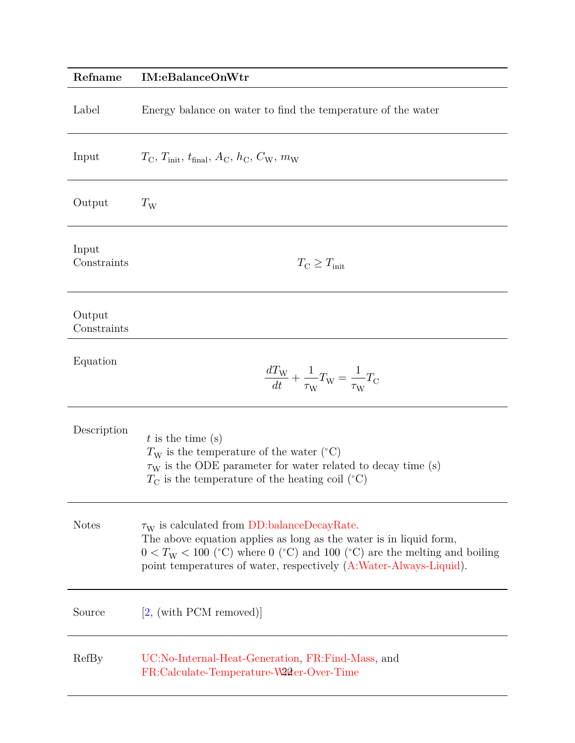| Refname | IM:eBalanceOnWtr |
|---|---|
| Label | Energy balance on water to find the temperature of the water |
| Input | $T_{\text{C}}$, $T_{\text{init}}$, $t_{\text{final}}$, $A_{\text{C}}$, $h_{\text{C}}$, $C_{\text{W}}$, $m_{\text{W}}$ |
| Output | $T_{\text{W}}$ |
| Input Constraints | $$T_{\text{C}} \geq T_{\text{init}}$$ |
| Output Constraints | |
| Equation | $$\frac{dT_{\text{W}}}{dt} + \frac{1}{\tau_{\text{W}}} T_{\text{W}} = \frac{1}{\tau_{\text{W}}} T_{\text{C}}$$ |
| Description | $t$ is the time (s)<br>$T_{\text{W}}$ is the temperature of the water (°C)<br>$\tau_{\text{W}}$ is the ODE parameter for water related to decay time (s)<br>$T_{\text{C}}$ is the temperature of the heating coil (°C) |
| Notes | $\tau_{\text{W}}$ is calculated from DD:balanceDecayRate.<br>The above equation applies as long as the water is in liquid form, $0 < T_{\text{W}} < 100$ (°C) where 0 (°C) and 100 (°C) are the melting and boiling point temperatures of water, respectively (A:Water-Always-Liquid). |
| Source | [2, (with PCM removed)] |
| RefBy | UC:No-Internal-Heat-Generation, FR:Find-Mass, and FR:Calculate-Temperature-Water-Over-Time |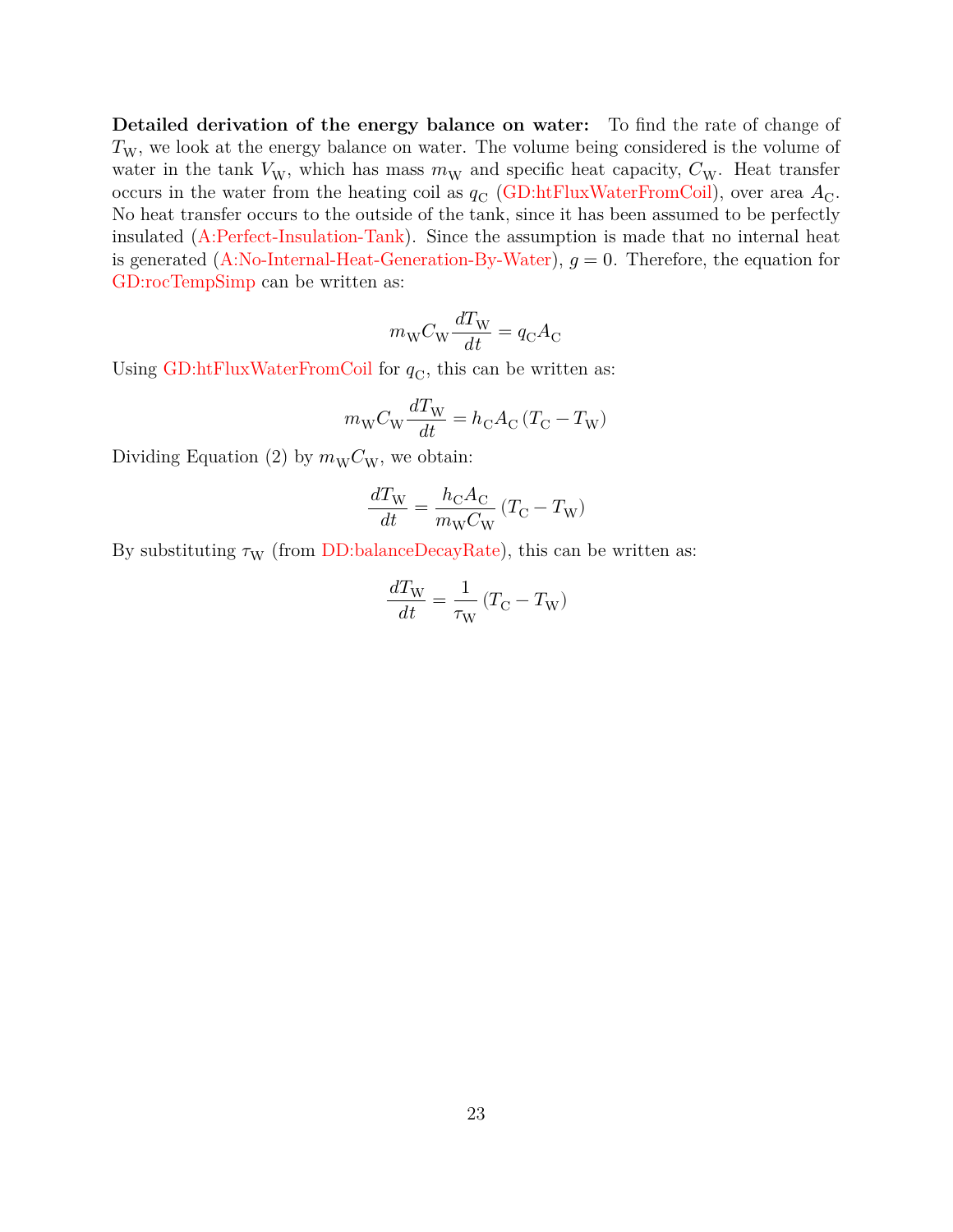**Detailed derivation of the energy balance on water:** To find the rate of change of $T_W$, we look at the energy balance on water. The volume being considered is the volume of water in the tank $V_W$, which has mass $m_W$ and specific heat capacity, $C_W$. Heat transfer occurs in the water from the heating coil as $q_C$ (GD:htFluxWaterFromCoil), over area $A_C$. No heat transfer occurs to the outside of the tank, since it has been assumed to be perfectly insulated (A:Perfect-Insulation-Tank). Since the assumption is made that no internal heat is generated (A:No-Internal-Heat-Generation-By-Water), $g = 0$. Therefore, the equation for GD:rocTempSimp can be written as:

$$m_W C_W \frac{dT_W}{dt} = q_C A_C$$

Using GD:htFluxWaterFromCoil for $q_C$, this can be written as:

$$m_W C_W \frac{dT_W}{dt} = h_C A_C (T_C - T_W)$$

Dividing Equation (2) by $m_W C_W$, we obtain:

$$\frac{dT_W}{dt} = \frac{h_C A_C}{m_W C_W} (T_C - T_W)$$

By substituting $\tau_W$ (from DD:balanceDecayRate), this can be written as:

$$\frac{dT_W}{dt} = \frac{1}{\tau_W} (T_C - T_W)$$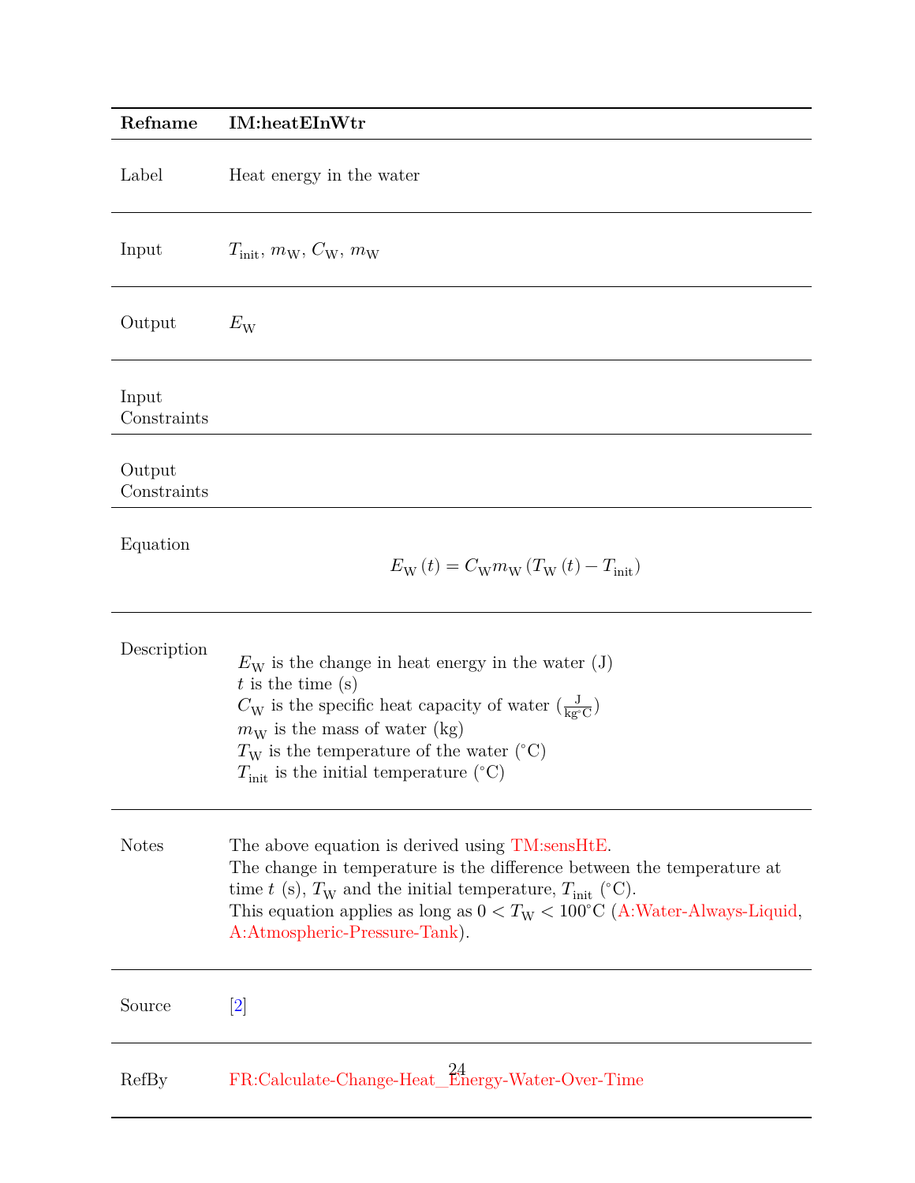| Refname | IM:heatEInWtr |
|---|---|
| Label | Heat energy in the water |
| Input | $T_{\text{init}}$, $m_{\text{W}}$, $C_{\text{W}}$, $m_{\text{W}}$ |
| Output | $E_{\text{W}}$ |
| Input Constraints | |
| Output Constraints | |
| Equation | $$E_{\text{W}}(t) = C_{\text{W}} m_{\text{W}} (T_{\text{W}}(t) - T_{\text{init}})$$ |
| Description | $E_{\text{W}}$ is the change in heat energy in the water (J)<br>$t$ is the time (s)<br>$C_{\text{W}}$ is the specific heat capacity of water ($\frac{\text{J}}{\text{kg}^\circ\text{C}}$)<br>$m_{\text{W}}$ is the mass of water (kg)<br>$T_{\text{W}}$ is the temperature of the water ($^\circ$C)<br>$T_{\text{init}}$ is the initial temperature ($^\circ$C) |
| Notes | The above equation is derived using TM:sensHtE.<br>The change in temperature is the difference between the temperature at time $t$ (s), $T_{\text{W}}$ and the initial temperature, $T_{\text{init}}$ ($^\circ$C).<br>This equation applies as long as $0 < T_{\text{W}} < 100^\circ\text{C}$ (A:Water-Always-Liquid, A:Atmospheric-Pressure-Tank). |
| Source | [2] |
| RefBy | FR:Calculate-Change-Heat_Energy-Water-Over-Time |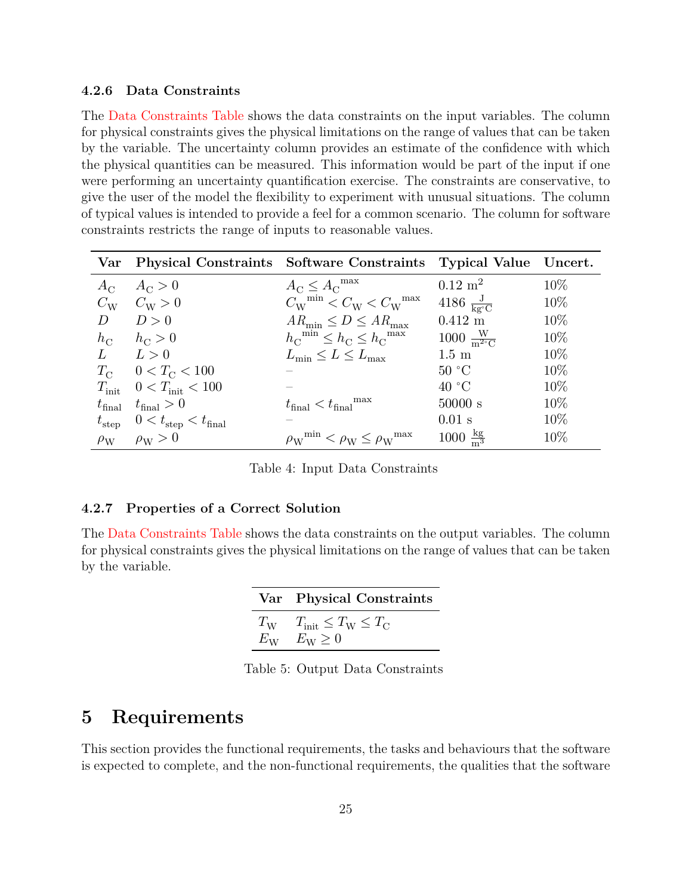#### 4.2.6 Data Constraints

The Data Constraints Table shows the data constraints on the input variables. The column for physical constraints gives the physical limitations on the range of values that can be taken by the variable. The uncertainty column provides an estimate of the confidence with which the physical quantities can be measured. This information would be part of the input if one were performing an uncertainty quantification exercise. The constraints are conservative, to give the user of the model the flexibility to experiment with unusual situations. The column of typical values is intended to provide a feel for a common scenario. The column for software constraints restricts the range of inputs to reasonable values.

| Var | Physical Constraints | Software Constraints | Typical Value | Uncert. |
|---|---|---|---|---|
| $A_\text{C}$ | $A_\text{C} > 0$ | $A_\text{C} \leq {A_\text{C}}^\text{max}$ | $0.12\ \text{m}^2$ | 10% |
| $C_\text{W}$ | $C_\text{W} > 0$ | ${C_\text{W}}^\text{min} < C_\text{W} < {C_\text{W}}^\text{max}$ | $4186\ \frac{\text{J}}{\text{kg}^\circ\text{C}}$ | 10% |
| $D$ | $D > 0$ | $AR_\text{min} \leq D \leq AR_\text{max}$ | $0.412$ m | 10% |
| $h_\text{C}$ | $h_\text{C} > 0$ | ${h_\text{C}}^\text{min} \leq h_\text{C} \leq {h_\text{C}}^\text{max}$ | $1000\ \frac{\text{W}}{\text{m}^2{}^\circ\text{C}}$ | 10% |
| $L$ | $L > 0$ | $L_\text{min} \leq L \leq L_\text{max}$ | $1.5$ m | 10% |
| $T_\text{C}$ | $0 < T_\text{C} < 100$ | – | $50\ ^\circ\text{C}$ | 10% |
| $T_\text{init}$ | $0 < T_\text{init} < 100$ | – | $40\ ^\circ\text{C}$ | 10% |
| $t_\text{final}$ | $t_\text{final} > 0$ | $t_\text{final} < {t_\text{final}}^\text{max}$ | $50000$ s | 10% |
| $t_\text{step}$ | $0 < t_\text{step} < t_\text{final}$ | – | $0.01$ s | 10% |
| $\rho_\text{W}$ | $\rho_\text{W} > 0$ | ${\rho_\text{W}}^\text{min} < \rho_\text{W} \leq {\rho_\text{W}}^\text{max}$ | $1000\ \frac{\text{kg}}{\text{m}^3}$ | 10% |

Table 4: Input Data Constraints

#### 4.2.7 Properties of a Correct Solution

The Data Constraints Table shows the data constraints on the output variables. The column for physical constraints gives the physical limitations on the range of values that can be taken by the variable.

| Var | Physical Constraints |
|---|---|
| $T_\text{W}$ | $T_\text{init} \leq T_\text{W} \leq T_\text{C}$ |
| $E_\text{W}$ | $E_\text{W} \geq 0$ |

Table 5: Output Data Constraints

# 5 Requirements

This section provides the functional requirements, the tasks and behaviours that the software is expected to complete, and the non-functional requirements, the qualities that the software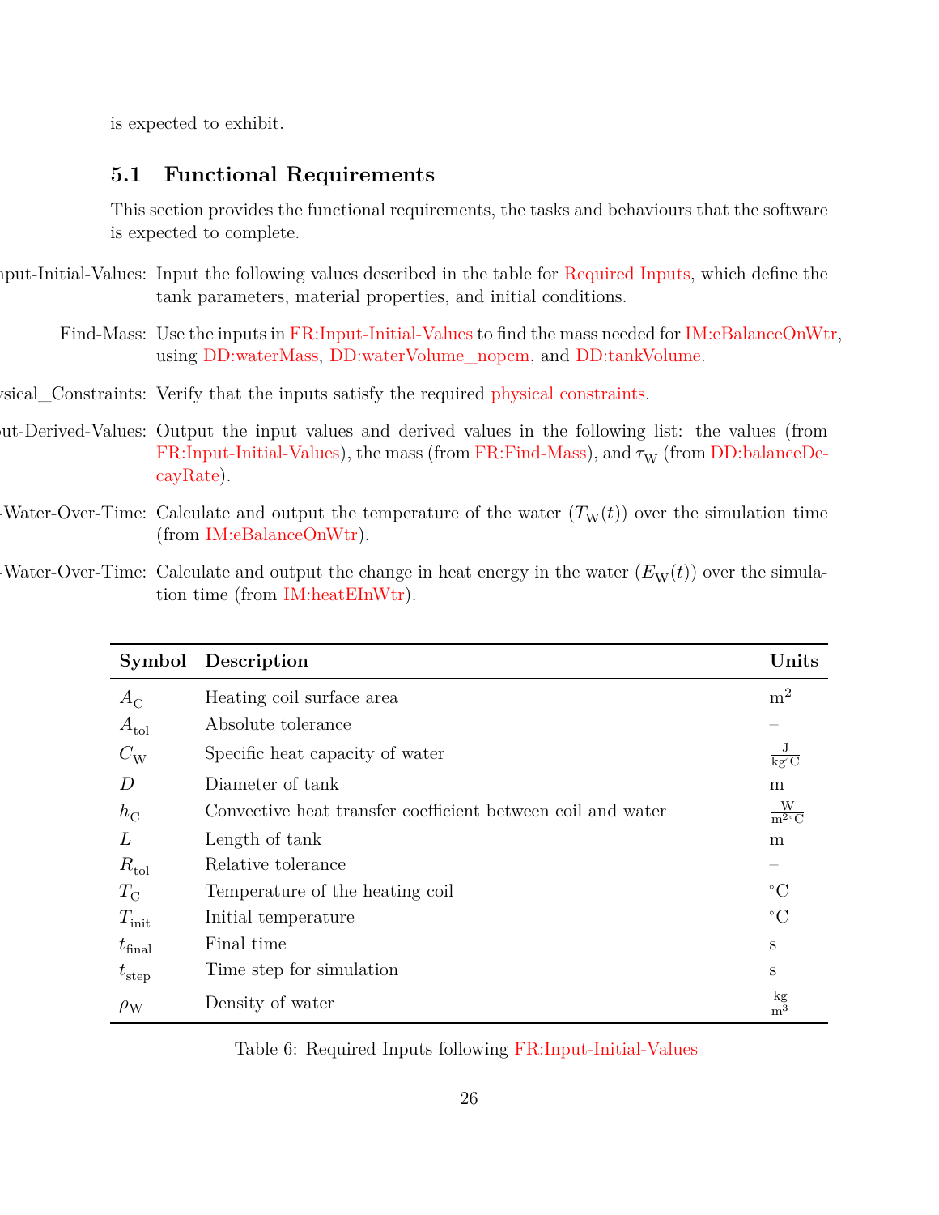is expected to exhibit.

## 5.1 Functional Requirements

This section provides the functional requirements, the tasks and behaviours that the software is expected to complete.

nput-Initial-Values: Input the following values described in the table for Required Inputs, which define the tank parameters, material properties, and initial conditions.

Find-Mass: Use the inputs in FR:Input-Initial-Values to find the mass needed for IM:eBalanceOnWtr, using DD:waterMass, DD:waterVolume_nopcm, and DD:tankVolume.

ysical_Constraints: Verify that the inputs satisfy the required physical constraints.

ut-Derived-Values: Output the input values and derived values in the following list: the values (from FR:Input-Initial-Values), the mass (from FR:Find-Mass), and $\tau_{\text{W}}$ (from DD:balanceDecayRate).

-Water-Over-Time: Calculate and output the temperature of the water ($T_{\text{W}}(t)$) over the simulation time (from IM:eBalanceOnWtr).

-Water-Over-Time: Calculate and output the change in heat energy in the water ($E_{\text{W}}(t)$) over the simulation time (from IM:heatEInWtr).

| Symbol | Description | Units |
|---|---|---|
| $A_{\text{C}}$ | Heating coil surface area | $\text{m}^2$ |
| $A_{\text{tol}}$ | Absolute tolerance | – |
| $C_{\text{W}}$ | Specific heat capacity of water | $\frac{\text{J}}{\text{kg}^\circ\text{C}}$ |
| $D$ | Diameter of tank | m |
| $h_{\text{C}}$ | Convective heat transfer coefficient between coil and water | $\frac{\text{W}}{\text{m}^2\,^\circ\text{C}}$ |
| $L$ | Length of tank | m |
| $R_{\text{tol}}$ | Relative tolerance | – |
| $T_{\text{C}}$ | Temperature of the heating coil | $^\circ$C |
| $T_{\text{init}}$ | Initial temperature | $^\circ$C |
| $t_{\text{final}}$ | Final time | s |
| $t_{\text{step}}$ | Time step for simulation | s |
| $\rho_{\text{W}}$ | Density of water | $\frac{\text{kg}}{\text{m}^3}$ |

Table 6: Required Inputs following FR:Input-Initial-Values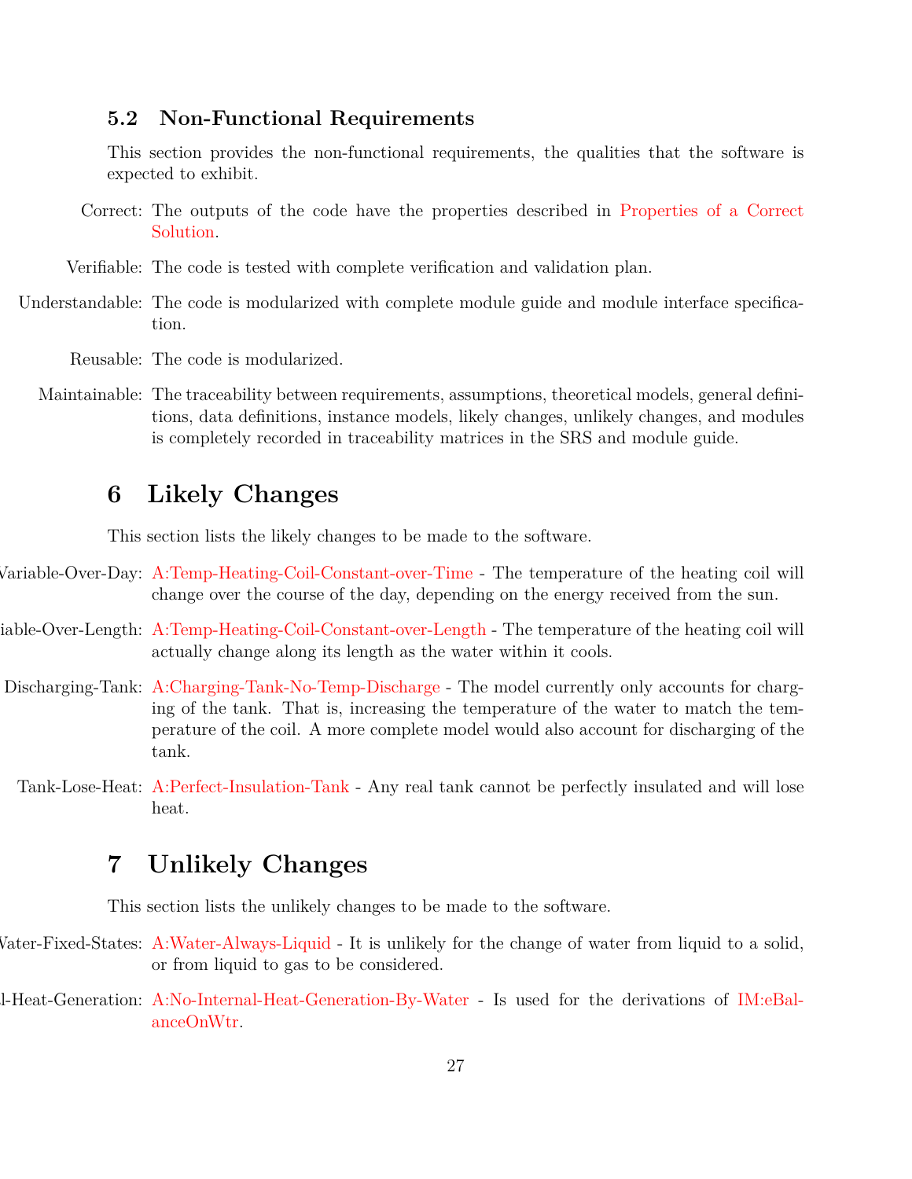### 5.2 Non-Functional Requirements

This section provides the non-functional requirements, the qualities that the software is expected to exhibit.

Correct: The outputs of the code have the properties described in Properties of a Correct Solution.

Verifiable: The code is tested with complete verification and validation plan.

Understandable: The code is modularized with complete module guide and module interface specification.

Reusable: The code is modularized.

Maintainable: The traceability between requirements, assumptions, theoretical models, general definitions, data definitions, instance models, likely changes, unlikely changes, and modules is completely recorded in traceability matrices in the SRS and module guide.

## 6 Likely Changes

This section lists the likely changes to be made to the software.

Variable-Over-Day: A:Temp-Heating-Coil-Constant-over-Time - The temperature of the heating coil will change over the course of the day, depending on the energy received from the sun.

iable-Over-Length: A:Temp-Heating-Coil-Constant-over-Length - The temperature of the heating coil will actually change along its length as the water within it cools.

Discharging-Tank: A:Charging-Tank-No-Temp-Discharge - The model currently only accounts for charging of the tank. That is, increasing the temperature of the water to match the temperature of the coil. A more complete model would also account for discharging of the tank.

Tank-Lose-Heat: A:Perfect-Insulation-Tank - Any real tank cannot be perfectly insulated and will lose heat.

## 7 Unlikely Changes

This section lists the unlikely changes to be made to the software.

Vater-Fixed-States: A:Water-Always-Liquid - It is unlikely for the change of water from liquid to a solid, or from liquid to gas to be considered.

l-Heat-Generation: A:No-Internal-Heat-Generation-By-Water - Is used for the derivations of IM:eBalanceOnWtr.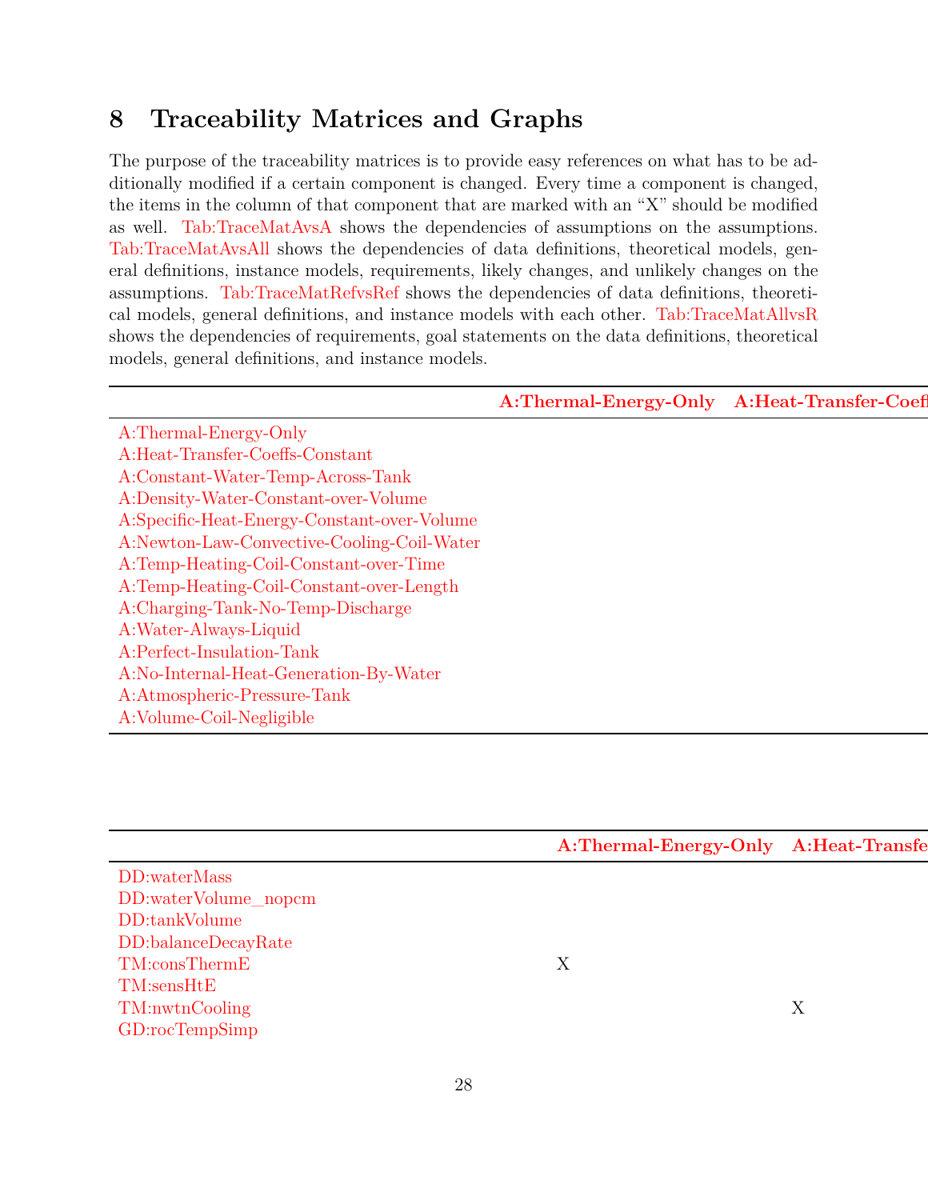# 8 Traceability Matrices and Graphs

The purpose of the traceability matrices is to provide easy references on what has to be additionally modified if a certain component is changed. Every time a component is changed, the items in the column of that component that are marked with an "X" should be modified as well. Tab:TraceMatAvsA shows the dependencies of assumptions on the assumptions. Tab:TraceMatAvsAll shows the dependencies of data definitions, theoretical models, general definitions, instance models, requirements, likely changes, and unlikely changes on the assumptions. Tab:TraceMatRefvsRef shows the dependencies of data definitions, theoretical models, general definitions, and instance models with each other. Tab:TraceMatAllvsR shows the dependencies of requirements, goal statements on the data definitions, theoretical models, general definitions, and instance models.

| | A:Thermal-Energy-Only | A:Heat-Transfer-Coeff |
|---|---|---|
| A:Thermal-Energy-Only | | |
| A:Heat-Transfer-Coeffs-Constant | | |
| A:Constant-Water-Temp-Across-Tank | | |
| A:Density-Water-Constant-over-Volume | | |
| A:Specific-Heat-Energy-Constant-over-Volume | | |
| A:Newton-Law-Convective-Cooling-Coil-Water | | |
| A:Temp-Heating-Coil-Constant-over-Time | | |
| A:Temp-Heating-Coil-Constant-over-Length | | |
| A:Charging-Tank-No-Temp-Discharge | | |
| A:Water-Always-Liquid | | |
| A:Perfect-Insulation-Tank | | |
| A:No-Internal-Heat-Generation-By-Water | | |
| A:Atmospheric-Pressure-Tank | | |
| A:Volume-Coil-Negligible | | |

| | A:Thermal-Energy-Only | A:Heat-Transfe |
|---|---|---|
| DD:waterMass | | |
| DD:waterVolume_nopcm | | |
| DD:tankVolume | | |
| DD:balanceDecayRate | | |
| TM:consThermE | X | |
| TM:sensHtE | | |
| TM:nwtnCooling | | X |
| GD:rocTempSimp | | |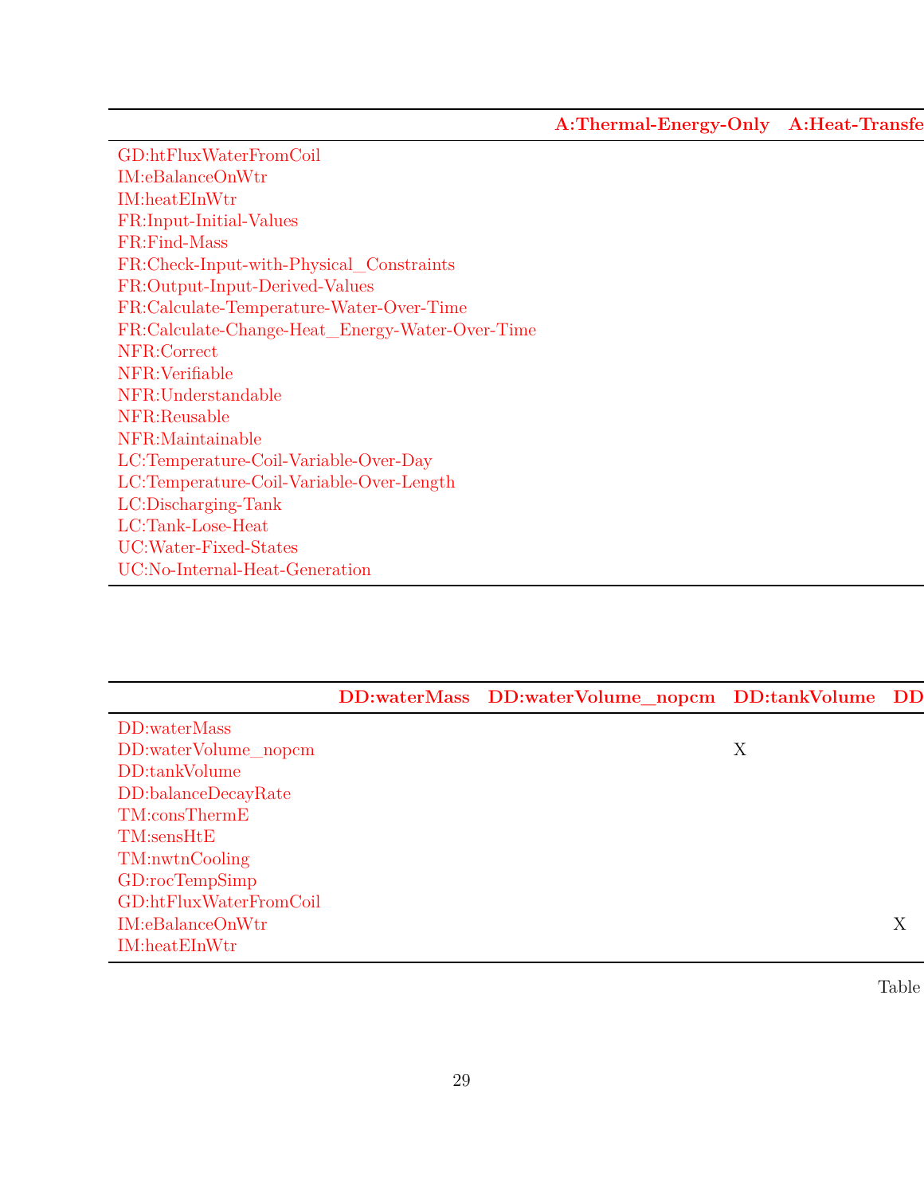| | A:Thermal-Energy-Only | A:Heat-Transfe |
|---|---|---|
| GD:htFluxWaterFromCoil | | |
| IM:eBalanceOnWtr | | |
| IM:heatEInWtr | | |
| FR:Input-Initial-Values | | |
| FR:Find-Mass | | |
| FR:Check-Input-with-Physical_Constraints | | |
| FR:Output-Input-Derived-Values | | |
| FR:Calculate-Temperature-Water-Over-Time | | |
| FR:Calculate-Change-Heat_Energy-Water-Over-Time | | |
| NFR:Correct | | |
| NFR:Verifiable | | |
| NFR:Understandable | | |
| NFR:Reusable | | |
| NFR:Maintainable | | |
| LC:Temperature-Coil-Variable-Over-Day | | |
| LC:Temperature-Coil-Variable-Over-Length | | |
| LC:Discharging-Tank | | |
| LC:Tank-Lose-Heat | | |
| UC:Water-Fixed-States | | |
| UC:No-Internal-Heat-Generation | | |

| | DD:waterMass | DD:waterVolume_nopcm | DD:tankVolume | DD |
|---|---|---|---|---|
| DD:waterMass | | | | |
| DD:waterVolume_nopcm | | | X | |
| DD:tankVolume | | | | |
| DD:balanceDecayRate | | | | |
| TM:consThermE | | | | |
| TM:sensHtE | | | | |
| TM:nwtnCooling | | | | |
| GD:rocTempSimp | | | | |
| GD:htFluxWaterFromCoil | | | | |
| IM:eBalanceOnWtr | | | | X |
| IM:heatEInWtr | | | | |

Table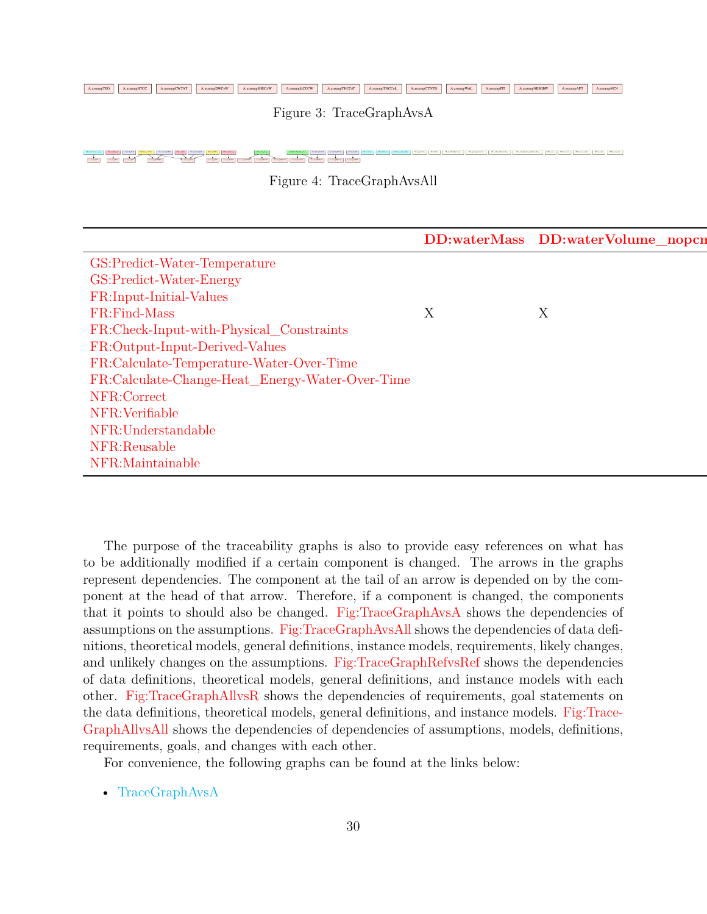Figure 3: TraceGraphAvsA

Figure 4: TraceGraphAvsAll

| | DD:waterMass | DD:waterVolume_nopcm |
|---|---|---|
| GS:Predict-Water-Temperature | | |
| GS:Predict-Water-Energy | | |
| FR:Input-Initial-Values | | |
| FR:Find-Mass | X | X |
| FR:Check-Input-with-Physical_Constraints | | |
| FR:Output-Input-Derived-Values | | |
| FR:Calculate-Temperature-Water-Over-Time | | |
| FR:Calculate-Change-Heat_Energy-Water-Over-Time | | |
| NFR:Correct | | |
| NFR:Verifiable | | |
| NFR:Understandable | | |
| NFR:Reusable | | |
| NFR:Maintainable | | |

The purpose of the traceability graphs is also to provide easy references on what has to be additionally modified if a certain component is changed. The arrows in the graphs represent dependencies. The component at the tail of an arrow is depended on by the component at the head of that arrow. Therefore, if a component is changed, the components that it points to should also be changed. Fig:TraceGraphAvsA shows the dependencies of assumptions on the assumptions. Fig:TraceGraphAvsAll shows the dependencies of data definitions, theoretical models, general definitions, instance models, requirements, likely changes, and unlikely changes on the assumptions. Fig:TraceGraphRefvsRef shows the dependencies of data definitions, theoretical models, general definitions, and instance models with each other. Fig:TraceGraphAllvsR shows the dependencies of requirements, goal statements on the data definitions, theoretical models, general definitions, and instance models. Fig:TraceGraphAllvsAll shows the dependencies of dependencies of assumptions, models, definitions, requirements, goals, and changes with each other.

For convenience, the following graphs can be found at the links below:

- TraceGraphAvsA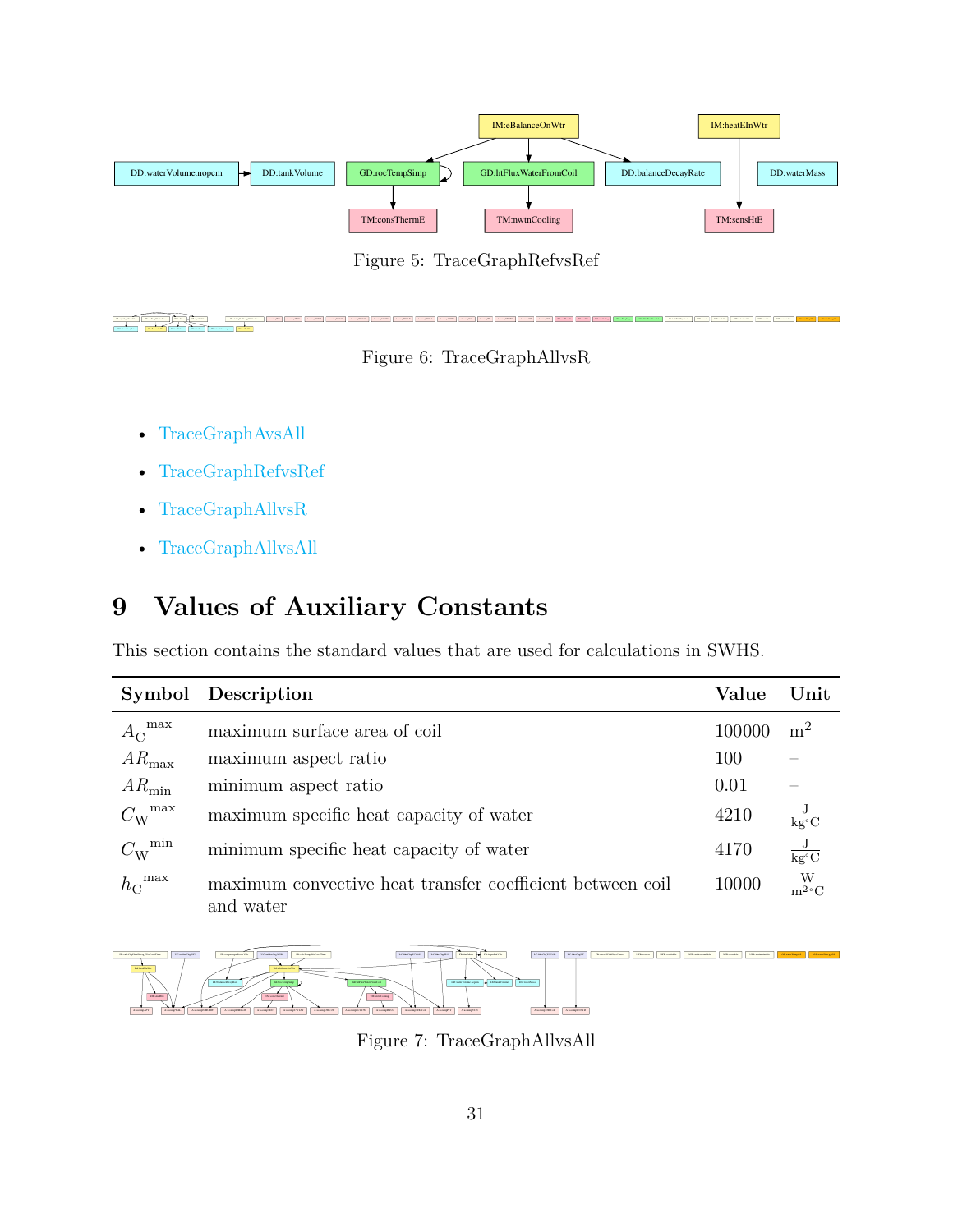Figure 5: TraceGraphRefvsRef

Figure 6: TraceGraphAllvsR

- TraceGraphAvsAll
- TraceGraphRefvsRef
- TraceGraphAllvsR
- TraceGraphAllvsAll

# 9 Values of Auxiliary Constants

This section contains the standard values that are used for calculations in SWHS.

| Symbol | Description | Value | Unit |
|---|---|---|---|
| ${A_{\text{C}}}^{\text{max}}$ | maximum surface area of coil | 100000 | $\text{m}^2$ |
| $AR_{\text{max}}$ | maximum aspect ratio | 100 | – |
| $AR_{\text{min}}$ | minimum aspect ratio | 0.01 | – |
| ${C_{\text{W}}}^{\text{max}}$ | maximum specific heat capacity of water | 4210 | $\frac{\text{J}}{\text{kg}^{\circ}\text{C}}$ |
| ${C_{\text{W}}}^{\text{min}}$ | minimum specific heat capacity of water | 4170 | $\frac{\text{J}}{\text{kg}^{\circ}\text{C}}$ |
| ${h_{\text{C}}}^{\text{max}}$ | maximum convective heat transfer coefficient between coil and water | 10000 | $\frac{\text{W}}{\text{m}^2{}^{\circ}\text{C}}$ |

Figure 7: TraceGraphAllvsAll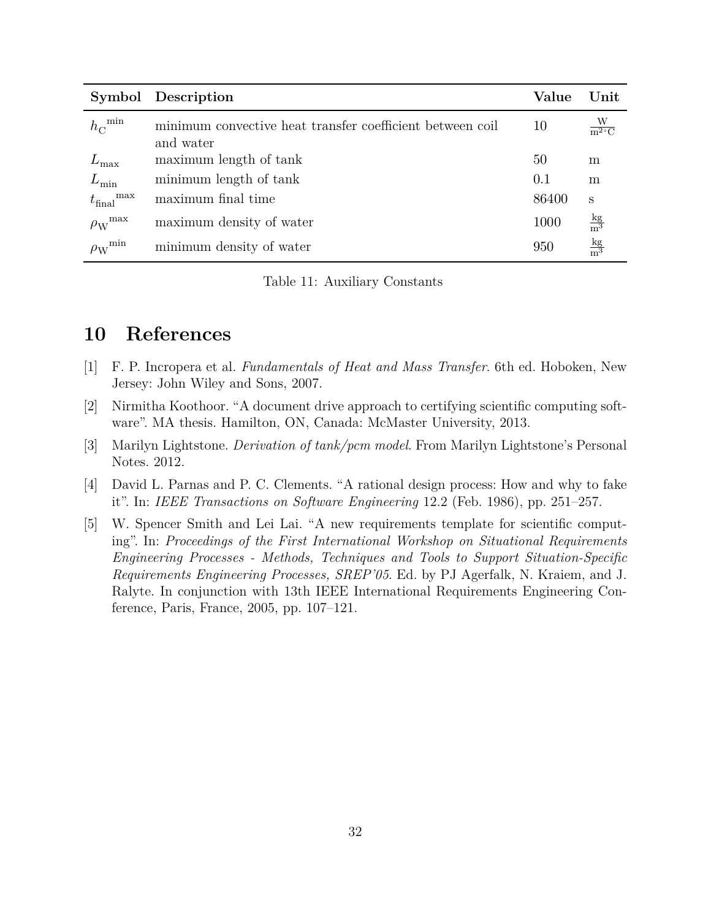| Symbol | Description | Value | Unit |
| --- | --- | --- | --- |
| ${h_{\text{C}}}^{\text{min}}$ | minimum convective heat transfer coefficient between coil and water | 10 | $\frac{\text{W}}{\text{m}^2 {}^\circ\text{C}}$ |
| $L_{\text{max}}$ | maximum length of tank | 50 | m |
| $L_{\text{min}}$ | minimum length of tank | 0.1 | m |
| ${t_{\text{final}}}^{\text{max}}$ | maximum final time | 86400 | s |
| ${\rho_{\text{W}}}^{\text{max}}$ | maximum density of water | 1000 | $\frac{\text{kg}}{\text{m}^3}$ |
| ${\rho_{\text{W}}}^{\text{min}}$ | minimum density of water | 950 | $\frac{\text{kg}}{\text{m}^3}$ |

Table 11: Auxiliary Constants

# 10 References

[1] F. P. Incropera et al. *Fundamentals of Heat and Mass Transfer*. 6th ed. Hoboken, New Jersey: John Wiley and Sons, 2007.

[2] Nirmitha Koothoor. "A document drive approach to certifying scientific computing software". MA thesis. Hamilton, ON, Canada: McMaster University, 2013.

[3] Marilyn Lightstone. *Derivation of tank/pcm model*. From Marilyn Lightstone's Personal Notes. 2012.

[4] David L. Parnas and P. C. Clements. "A rational design process: How and why to fake it". In: *IEEE Transactions on Software Engineering* 12.2 (Feb. 1986), pp. 251–257.

[5] W. Spencer Smith and Lei Lai. "A new requirements template for scientific computing". In: *Proceedings of the First International Workshop on Situational Requirements Engineering Processes - Methods, Techniques and Tools to Support Situation-Specific Requirements Engineering Processes, SREP'05*. Ed. by PJ Agerfalk, N. Kraiem, and J. Ralyte. In conjunction with 13th IEEE International Requirements Engineering Conference, Paris, France, 2005, pp. 107–121.